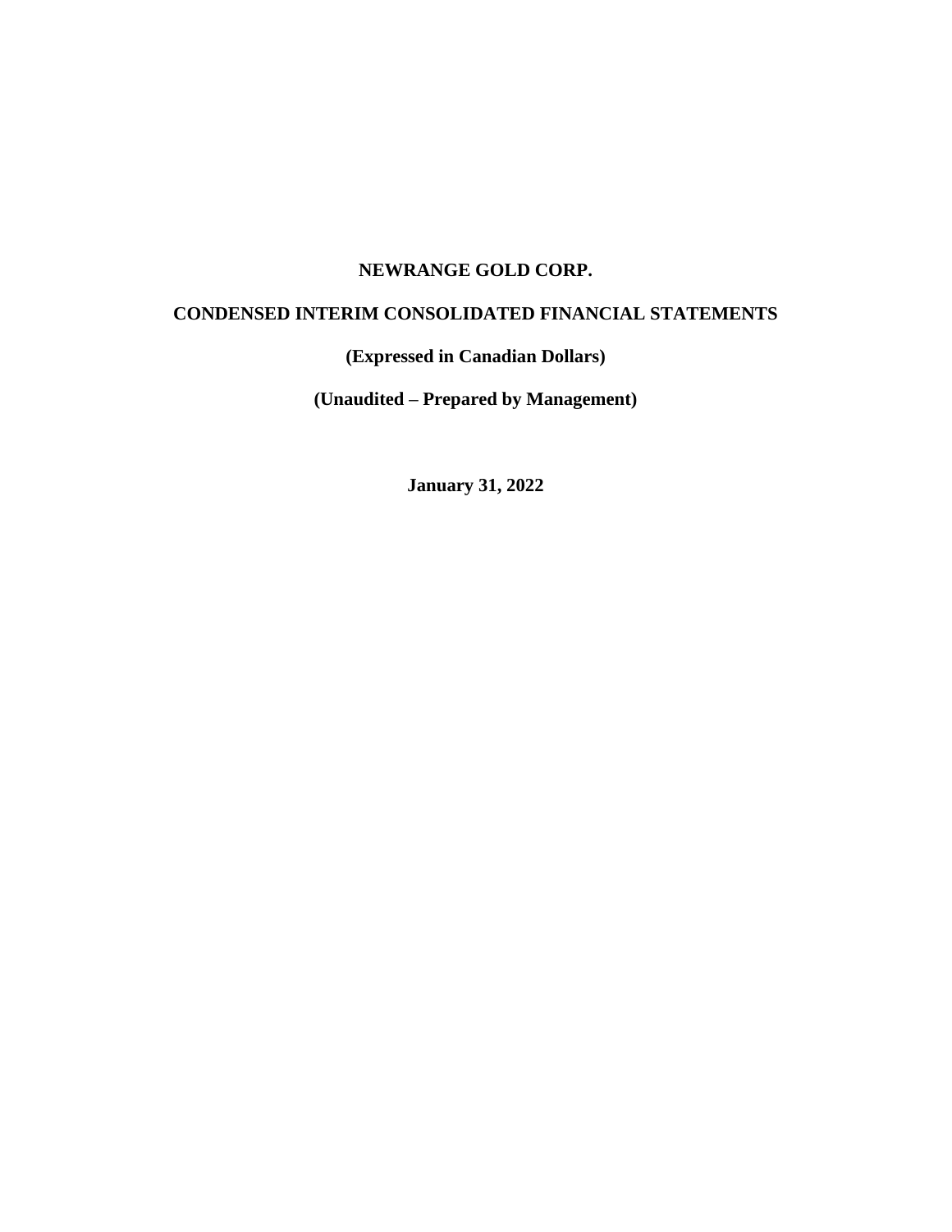# NEWRANGE GOLD CORP.

## CONDENSED INTERIM CONSOLIDATED FINANCIAL STATEMENTS

**(Expressed in Canadian Dollars)**

**(Unaudited – Prepared by Management)**

**January 31, 2022**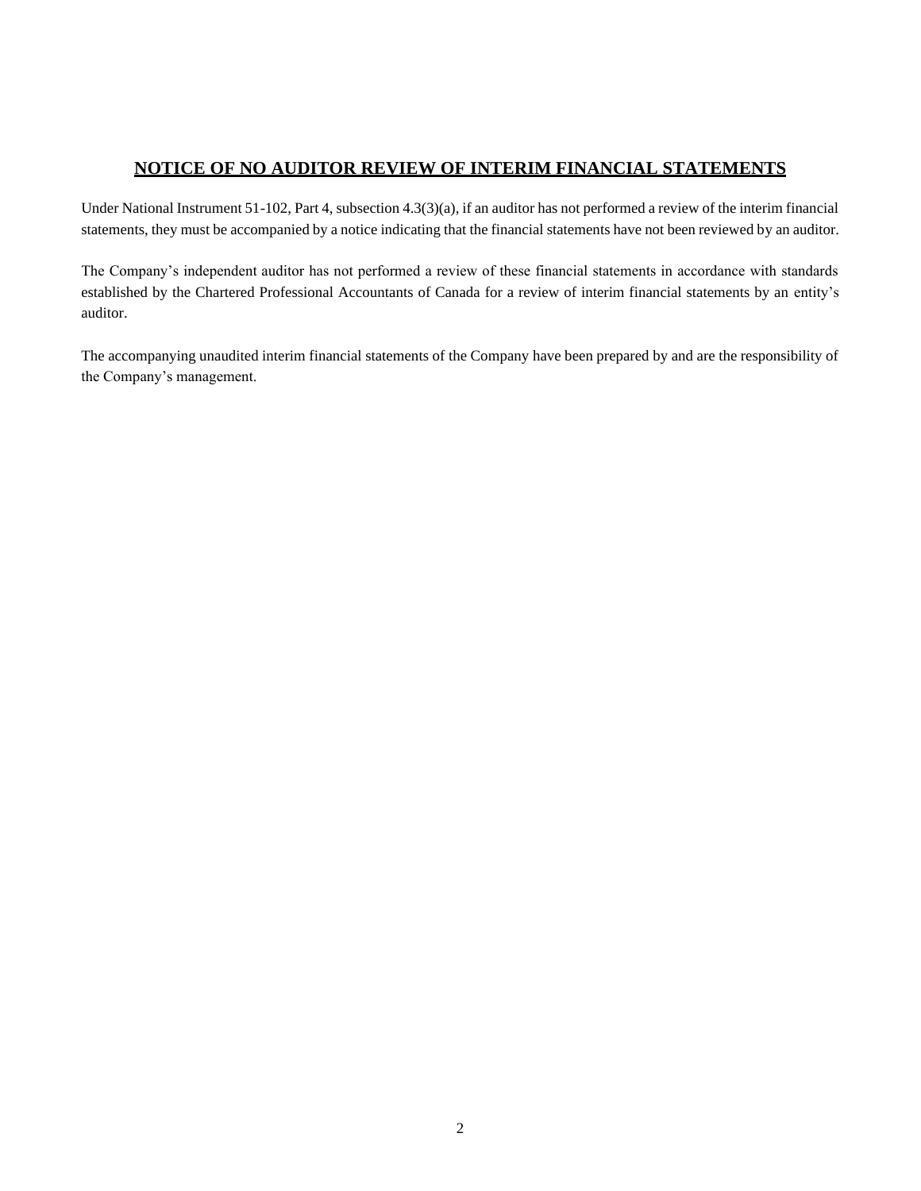## NOTICE OF NO AUDITOR REVIEW OF INTERIM FINANCIAL STATEMENTS

Under National Instrument 51-102, Part 4, subsection 4.3(3)(a), if an auditor has not performed a review of the interim financial statements, they must be accompanied by a notice indicating that the financial statements have not been reviewed by an auditor.

The Company's independent auditor has not performed a review of these financial statements in accordance with standards established by the Chartered Professional Accountants of Canada for a review of interim financial statements by an entity's auditor.

The accompanying unaudited interim financial statements of the Company have been prepared by and are the responsibility of the Company's management.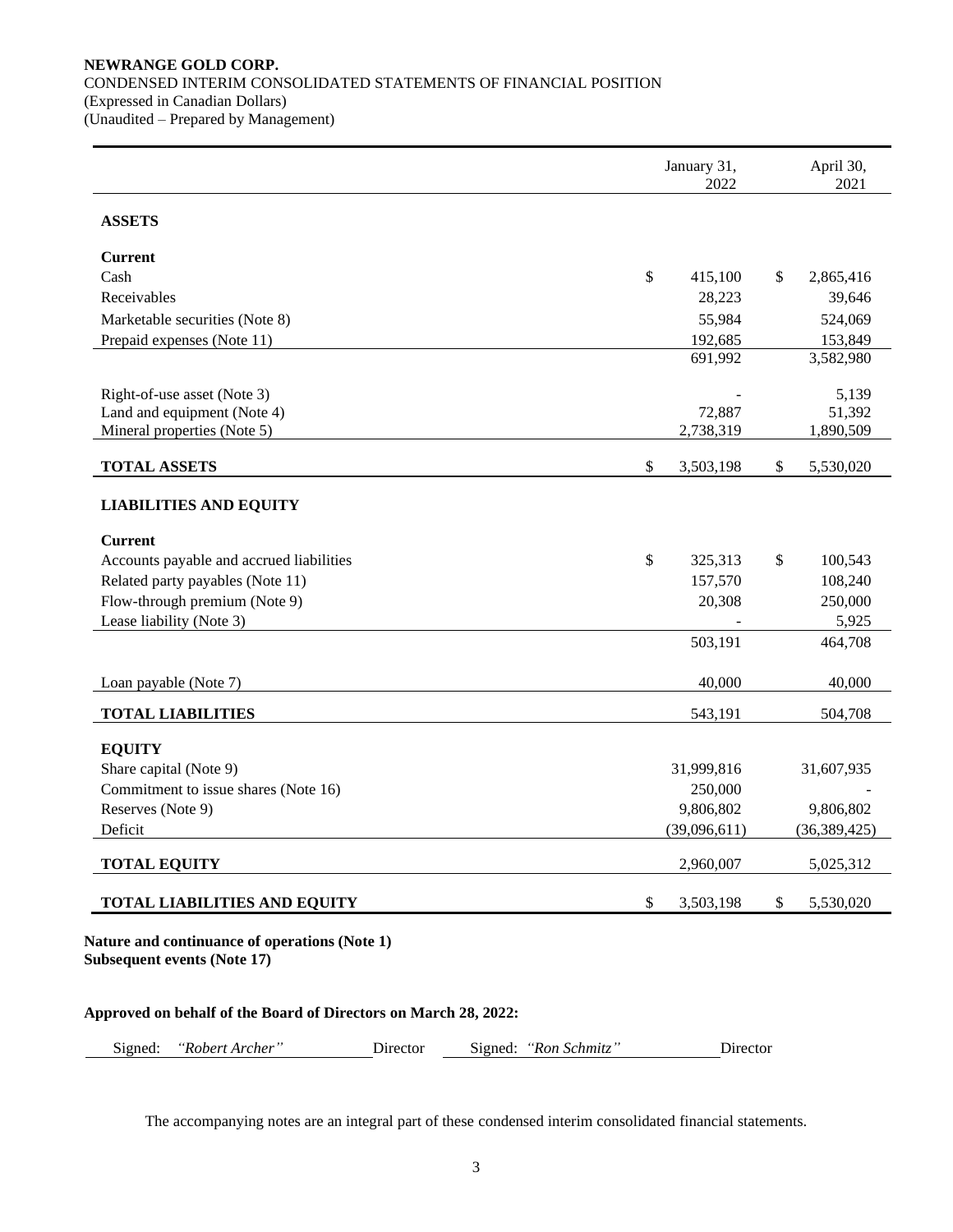**NEWRANGE GOLD CORP.**
CONDENSED INTERIM CONSOLIDATED STATEMENTS OF FINANCIAL POSITION
(Expressed in Canadian Dollars)
(Unaudited – Prepared by Management)

| | January 31, 2022 | April 30, 2021 |
|---|---|---|
| **ASSETS** | | |
| **Current** | | |
| Cash | $ 415,100 | $ 2,865,416 |
| Receivables | 28,223 | 39,646 |
| Marketable securities (Note 8) | 55,984 | 524,069 |
| Prepaid expenses (Note 11) | 192,685 | 153,849 |
| | 691,992 | 3,582,980 |
| Right-of-use asset (Note 3) | - | 5,139 |
| Land and equipment (Note 4) | 72,887 | 51,392 |
| Mineral properties (Note 5) | 2,738,319 | 1,890,509 |
| **TOTAL ASSETS** | $ 3,503,198 | $ 5,530,020 |
| **LIABILITIES AND EQUITY** | | |
| **Current** | | |
| Accounts payable and accrued liabilities | $ 325,313 | $ 100,543 |
| Related party payables (Note 11) | 157,570 | 108,240 |
| Flow-through premium (Note 9) | 20,308 | 250,000 |
| Lease liability (Note 3) | - | 5,925 |
| | 503,191 | 464,708 |
| Loan payable (Note 7) | 40,000 | 40,000 |
| **TOTAL LIABILITIES** | 543,191 | 504,708 |
| **EQUITY** | | |
| Share capital (Note 9) | 31,999,816 | 31,607,935 |
| Commitment to issue shares (Note 16) | 250,000 | - |
| Reserves (Note 9) | 9,806,802 | 9,806,802 |
| Deficit | (39,096,611) | (36,389,425) |
| **TOTAL EQUITY** | 2,960,007 | 5,025,312 |
| **TOTAL LIABILITIES AND EQUITY** | $ 3,503,198 | $ 5,530,020 |

**Nature and continuance of operations (Note 1)**
**Subsequent events (Note 17)**

**Approved on behalf of the Board of Directors on March 28, 2022:**

Signed: *"Robert Archer"* Director    Signed: *"Ron Schmitz"* Director

The accompanying notes are an integral part of these condensed interim consolidated financial statements.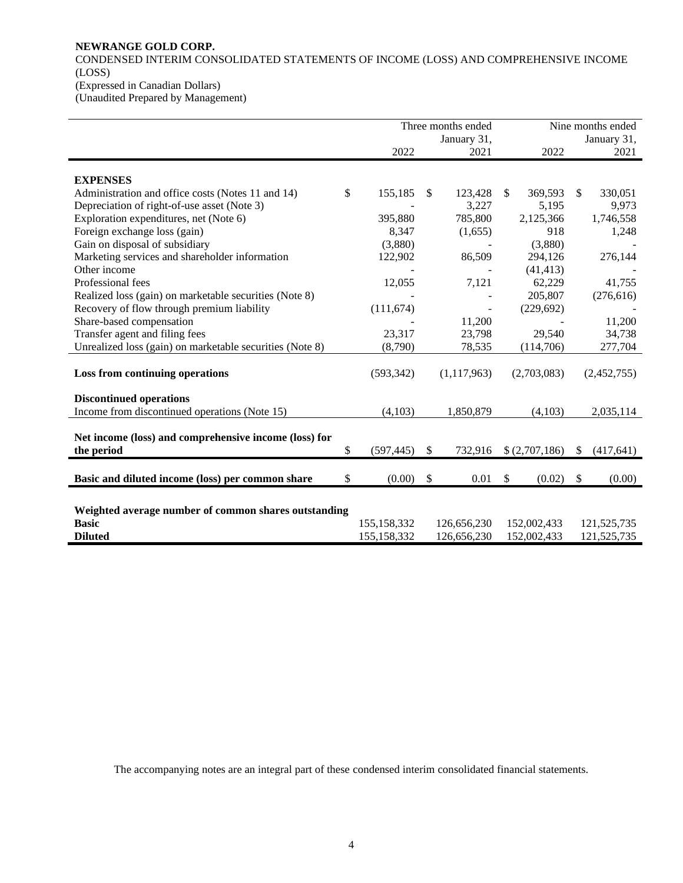**NEWRANGE GOLD CORP.**

CONDENSED INTERIM CONSOLIDATED STATEMENTS OF INCOME (LOSS) AND COMPREHENSIVE INCOME (LOSS)

(Expressed in Canadian Dollars)

(Unaudited Prepared by Management)

| | Three months ended January 31, 2022 | Three months ended January 31, 2021 | Nine months ended January 31, 2022 | Nine months ended January 31, 2021 |
|---|---|---|---|---|
| **EXPENSES** | | | | |
| Administration and office costs (Notes 11 and 14) | $ 155,185 | $ 123,428 | $ 369,593 | $ 330,051 |
| Depreciation of right-of-use asset (Note 3) | - | 3,227 | 5,195 | 9,973 |
| Exploration expenditures, net (Note 6) | 395,880 | 785,800 | 2,125,366 | 1,746,558 |
| Foreign exchange loss (gain) | 8,347 | (1,655) | 918 | 1,248 |
| Gain on disposal of subsidiary | (3,880) | - | (3,880) | - |
| Marketing services and shareholder information | 122,902 | 86,509 | 294,126 | 276,144 |
| Other income | - | - | (41,413) | - |
| Professional fees | 12,055 | 7,121 | 62,229 | 41,755 |
| Realized loss (gain) on marketable securities (Note 8) | - | - | 205,807 | (276,616) |
| Recovery of flow through premium liability | (111,674) | - | (229,692) | - |
| Share-based compensation | - | 11,200 | - | 11,200 |
| Transfer agent and filing fees | 23,317 | 23,798 | 29,540 | 34,738 |
| Unrealized loss (gain) on marketable securities (Note 8) | (8,790) | 78,535 | (114,706) | 277,704 |
| **Loss from continuing operations** | (593,342) | (1,117,963) | (2,703,083) | (2,452,755) |
| **Discontinued operations** | | | | |
| Income from discontinued operations (Note 15) | (4,103) | 1,850,879 | (4,103) | 2,035,114 |
| **Net income (loss) and comprehensive income (loss) for the period** | $ (597,445) | $ 732,916 | $ (2,707,186) | $ (417,641) |
| **Basic and diluted income (loss) per common share** | $ (0.00) | $ 0.01 | $ (0.02) | $ (0.00) |
| **Weighted average number of common shares outstanding** | | | | |
| **Basic** | 155,158,332 | 126,656,230 | 152,002,433 | 121,525,735 |
| **Diluted** | 155,158,332 | 126,656,230 | 152,002,433 | 121,525,735 |

The accompanying notes are an integral part of these condensed interim consolidated financial statements.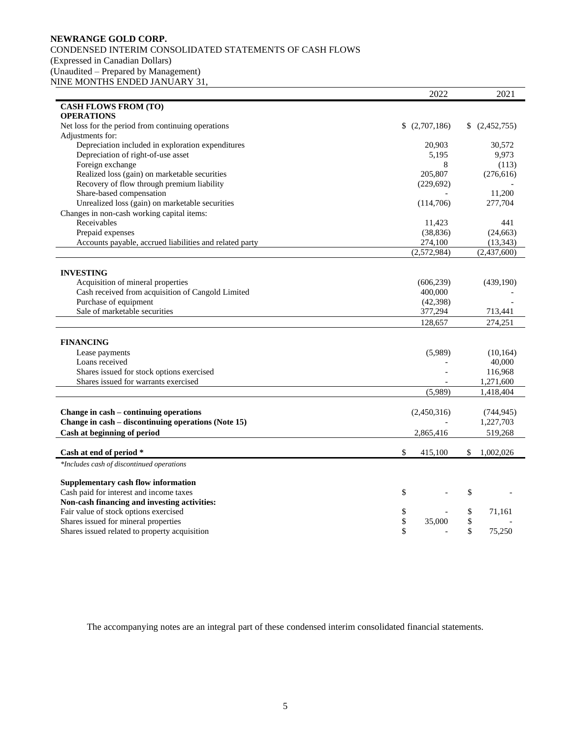**NEWRANGE GOLD CORP.**
CONDENSED INTERIM CONSOLIDATED STATEMENTS OF CASH FLOWS
(Expressed in Canadian Dollars)
(Unaudited – Prepared by Management)
NINE MONTHS ENDED JANUARY 31,

| | 2022 | 2021 |
|---|---|---|
| **CASH FLOWS FROM (TO)** | | |
| **OPERATIONS** | | |
| Net loss for the period from continuing operations | $ (2,707,186) | $ (2,452,755) |
| Adjustments for: | | |
| Depreciation included in exploration expenditures | 20,903 | 30,572 |
| Depreciation of right-of-use asset | 5,195 | 9,973 |
| Foreign exchange | 8 | (113) |
| Realized loss (gain) on marketable securities | 205,807 | (276,616) |
| Recovery of flow through premium liability | (229,692) | - |
| Share-based compensation | - | 11,200 |
| Unrealized loss (gain) on marketable securities | (114,706) | 277,704 |
| Changes in non-cash working capital items: | | |
| Receivables | 11,423 | 441 |
| Prepaid expenses | (38,836) | (24,663) |
| Accounts payable, accrued liabilities and related party | 274,100 | (13,343) |
| | (2,572,984) | (2,437,600) |
| **INVESTING** | | |
| Acquisition of mineral properties | (606,239) | (439,190) |
| Cash received from acquisition of Cangold Limited | 400,000 | - |
| Purchase of equipment | (42,398) | - |
| Sale of marketable securities | 377,294 | 713,441 |
| | 128,657 | 274,251 |
| **FINANCING** | | |
| Lease payments | (5,989) | (10,164) |
| Loans received | - | 40,000 |
| Shares issued for stock options exercised | - | 116,968 |
| Shares issued for warrants exercised | - | 1,271,600 |
| | (5,989) | 1,418,404 |
| **Change in cash – continuing operations** | (2,450,316) | (744,945) |
| **Change in cash – discontinuing operations (Note 15)** | - | 1,227,703 |
| **Cash at beginning of period** | 2,865,416 | 519,268 |
| **Cash at end of period *** | $ 415,100 | $ 1,002,026 |

*\*Includes cash of discontinued operations*

| | | |
|---|---|---|
| **Supplementary cash flow information** | | |
| Cash paid for interest and income taxes | $ - | $ - |
| **Non-cash financing and investing activities:** | | |
| Fair value of stock options exercised | $ - | $ 71,161 |
| Shares issued for mineral properties | $ 35,000 | $ - |
| Shares issued related to property acquisition | $ - | $ 75,250 |

The accompanying notes are an integral part of these condensed interim consolidated financial statements.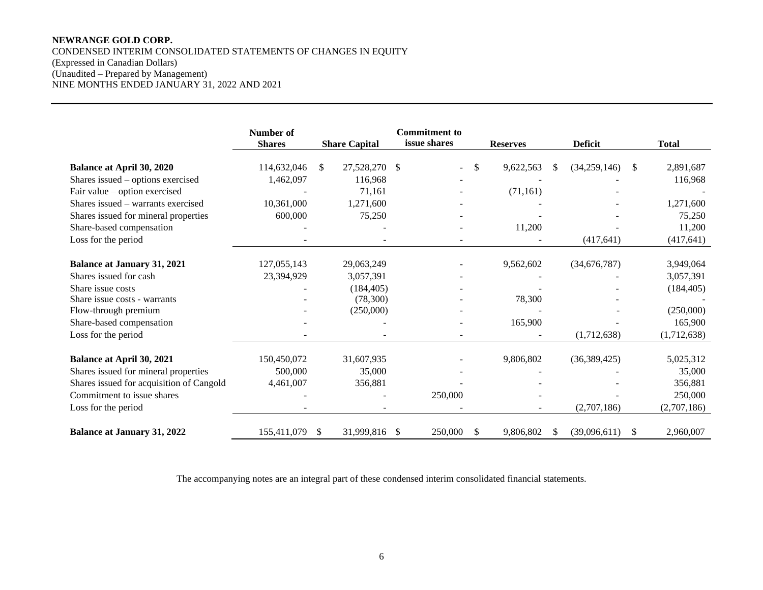**NEWRANGE GOLD CORP.**
CONDENSED INTERIM CONSOLIDATED STATEMENTS OF CHANGES IN EQUITY
(Expressed in Canadian Dollars)
(Unaudited – Prepared by Management)
NINE MONTHS ENDED JANUARY 31, 2022 AND 2021

| | Number of Shares | Share Capital | Commitment to issue shares | Reserves | Deficit | Total |
|---|---|---|---|---|---|---|
| **Balance at April 30, 2020** | 114,632,046 | $ 27,528,270 | $ - | $ 9,622,563 | $ (34,259,146) | $ 2,891,687 |
| Shares issued – options exercised | 1,462,097 | 116,968 | - | - | - | 116,968 |
| Fair value – option exercised | - | 71,161 | - | (71,161) | - | - |
| Shares issued – warrants exercised | 10,361,000 | 1,271,600 | - | - | - | 1,271,600 |
| Shares issued for mineral properties | 600,000 | 75,250 | - | - | - | 75,250 |
| Share-based compensation | - | - | - | 11,200 | - | 11,200 |
| Loss for the period | - | - | - | - | (417,641) | (417,641) |
| **Balance at January 31, 2021** | 127,055,143 | 29,063,249 | - | 9,562,602 | (34,676,787) | 3,949,064 |
| Shares issued for cash | 23,394,929 | 3,057,391 | - | - | - | 3,057,391 |
| Share issue costs | - | (184,405) | - | - | - | (184,405) |
| Share issue costs - warrants | - | (78,300) | - | 78,300 | - | - |
| Flow-through premium | - | (250,000) | - | - | - | (250,000) |
| Share-based compensation | - | - | - | 165,900 | - | 165,900 |
| Loss for the period | - | - | - | - | (1,712,638) | (1,712,638) |
| **Balance at April 30, 2021** | 150,450,072 | 31,607,935 | - | 9,806,802 | (36,389,425) | 5,025,312 |
| Shares issued for mineral properties | 500,000 | 35,000 | - | - | - | 35,000 |
| Shares issued for acquisition of Cangold | 4,461,007 | 356,881 | - | - | - | 356,881 |
| Commitment to issue shares | - | - | 250,000 | - | - | 250,000 |
| Loss for the period | - | - | - | - | (2,707,186) | (2,707,186) |
| **Balance at January 31, 2022** | 155,411,079 | $ 31,999,816 | $ 250,000 | $ 9,806,802 | $ (39,096,611) | $ 2,960,007 |

The accompanying notes are an integral part of these condensed interim consolidated financial statements.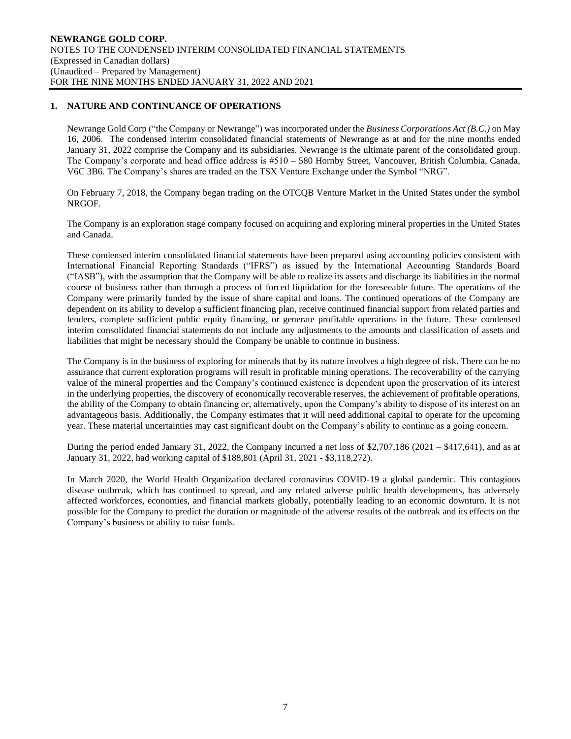## 1. NATURE AND CONTINUANCE OF OPERATIONS

Newrange Gold Corp ("the Company or Newrange") was incorporated under the *Business Corporations Act (B.C.)* on May 16, 2006. The condensed interim consolidated financial statements of Newrange as at and for the nine months ended January 31, 2022 comprise the Company and its subsidiaries. Newrange is the ultimate parent of the consolidated group. The Company's corporate and head office address is #510 – 580 Hornby Street, Vancouver, British Columbia, Canada, V6C 3B6. The Company's shares are traded on the TSX Venture Exchange under the Symbol "NRG".

On February 7, 2018, the Company began trading on the OTCQB Venture Market in the United States under the symbol NRGOF.

The Company is an exploration stage company focused on acquiring and exploring mineral properties in the United States and Canada.

These condensed interim consolidated financial statements have been prepared using accounting policies consistent with International Financial Reporting Standards ("IFRS") as issued by the International Accounting Standards Board ("IASB"), with the assumption that the Company will be able to realize its assets and discharge its liabilities in the normal course of business rather than through a process of forced liquidation for the foreseeable future. The operations of the Company were primarily funded by the issue of share capital and loans. The continued operations of the Company are dependent on its ability to develop a sufficient financing plan, receive continued financial support from related parties and lenders, complete sufficient public equity financing, or generate profitable operations in the future. These condensed interim consolidated financial statements do not include any adjustments to the amounts and classification of assets and liabilities that might be necessary should the Company be unable to continue in business.

The Company is in the business of exploring for minerals that by its nature involves a high degree of risk. There can be no assurance that current exploration programs will result in profitable mining operations. The recoverability of the carrying value of the mineral properties and the Company's continued existence is dependent upon the preservation of its interest in the underlying properties, the discovery of economically recoverable reserves, the achievement of profitable operations, the ability of the Company to obtain financing or, alternatively, upon the Company's ability to dispose of its interest on an advantageous basis. Additionally, the Company estimates that it will need additional capital to operate for the upcoming year. These material uncertainties may cast significant doubt on the Company's ability to continue as a going concern.

During the period ended January 31, 2022, the Company incurred a net loss of $2,707,186 (2021 – $417,641), and as at January 31, 2022, had working capital of $188,801 (April 31, 2021 - $3,118,272).

In March 2020, the World Health Organization declared coronavirus COVID-19 a global pandemic. This contagious disease outbreak, which has continued to spread, and any related adverse public health developments, has adversely affected workforces, economies, and financial markets globally, potentially leading to an economic downturn. It is not possible for the Company to predict the duration or magnitude of the adverse results of the outbreak and its effects on the Company's business or ability to raise funds.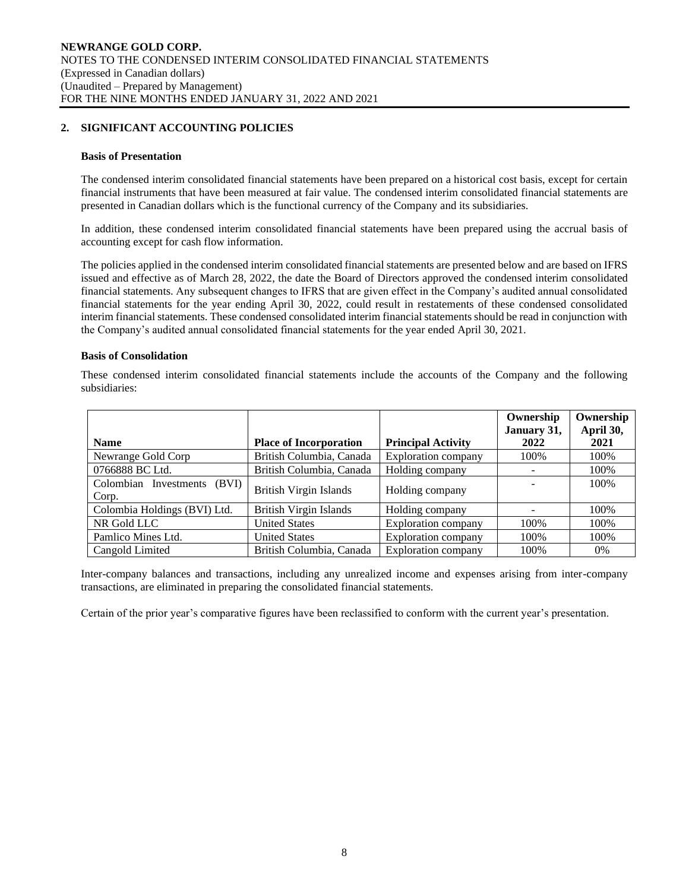## 2. SIGNIFICANT ACCOUNTING POLICIES

**Basis of Presentation**

The condensed interim consolidated financial statements have been prepared on a historical cost basis, except for certain financial instruments that have been measured at fair value. The condensed interim consolidated financial statements are presented in Canadian dollars which is the functional currency of the Company and its subsidiaries.

In addition, these condensed interim consolidated financial statements have been prepared using the accrual basis of accounting except for cash flow information.

The policies applied in the condensed interim consolidated financial statements are presented below and are based on IFRS issued and effective as of March 28, 2022, the date the Board of Directors approved the condensed interim consolidated financial statements. Any subsequent changes to IFRS that are given effect in the Company's audited annual consolidated financial statements for the year ending April 30, 2022, could result in restatements of these condensed consolidated interim financial statements. These condensed consolidated interim financial statements should be read in conjunction with the Company's audited annual consolidated financial statements for the year ended April 30, 2021.

**Basis of Consolidation**

These condensed interim consolidated financial statements include the accounts of the Company and the following subsidiaries:

| Name | Place of Incorporation | Principal Activity | Ownership January 31, 2022 | Ownership April 30, 2021 |
|---|---|---|---|---|
| Newrange Gold Corp | British Columbia, Canada | Exploration company | 100% | 100% |
| 0766888 BC Ltd. | British Columbia, Canada | Holding company | - | 100% |
| Colombian Investments (BVI) Corp. | British Virgin Islands | Holding company | - | 100% |
| Colombia Holdings (BVI) Ltd. | British Virgin Islands | Holding company | - | 100% |
| NR Gold LLC | United States | Exploration company | 100% | 100% |
| Pamlico Mines Ltd. | United States | Exploration company | 100% | 100% |
| Cangold Limited | British Columbia, Canada | Exploration company | 100% | 0% |

Inter-company balances and transactions, including any unrealized income and expenses arising from inter-company transactions, are eliminated in preparing the consolidated financial statements.

Certain of the prior year's comparative figures have been reclassified to conform with the current year's presentation.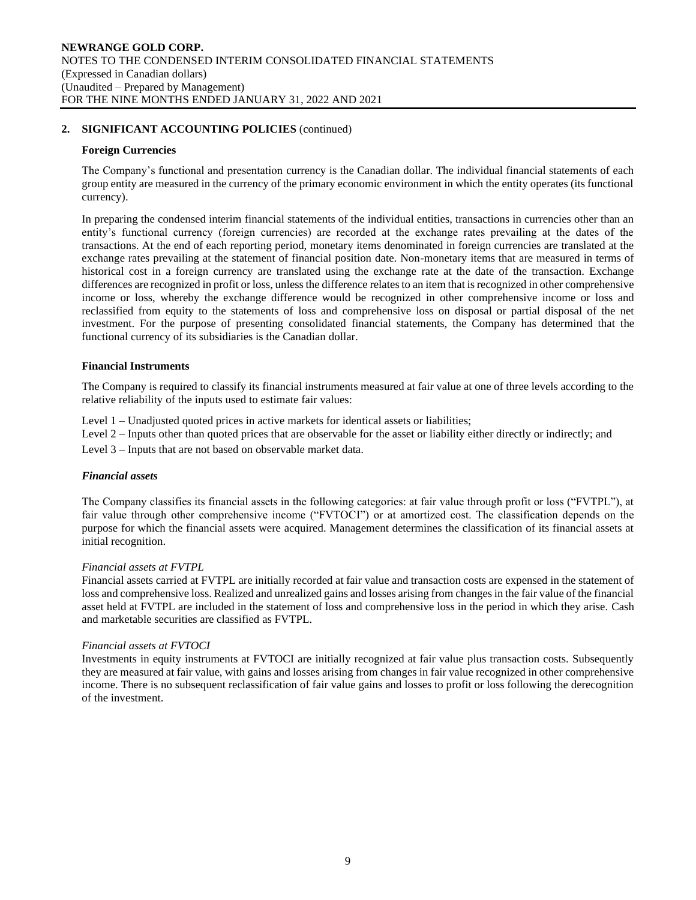## 2. SIGNIFICANT ACCOUNTING POLICIES (continued)

### Foreign Currencies

The Company's functional and presentation currency is the Canadian dollar. The individual financial statements of each group entity are measured in the currency of the primary economic environment in which the entity operates (its functional currency).

In preparing the condensed interim financial statements of the individual entities, transactions in currencies other than an entity's functional currency (foreign currencies) are recorded at the exchange rates prevailing at the dates of the transactions. At the end of each reporting period, monetary items denominated in foreign currencies are translated at the exchange rates prevailing at the statement of financial position date. Non-monetary items that are measured in terms of historical cost in a foreign currency are translated using the exchange rate at the date of the transaction. Exchange differences are recognized in profit or loss, unless the difference relates to an item that is recognized in other comprehensive income or loss, whereby the exchange difference would be recognized in other comprehensive income or loss and reclassified from equity to the statements of loss and comprehensive loss on disposal or partial disposal of the net investment. For the purpose of presenting consolidated financial statements, the Company has determined that the functional currency of its subsidiaries is the Canadian dollar.

### Financial Instruments

The Company is required to classify its financial instruments measured at fair value at one of three levels according to the relative reliability of the inputs used to estimate fair values:

Level 1 – Unadjusted quoted prices in active markets for identical assets or liabilities;

Level 2 – Inputs other than quoted prices that are observable for the asset or liability either directly or indirectly; and

Level 3 – Inputs that are not based on observable market data.

### *Financial assets*

The Company classifies its financial assets in the following categories: at fair value through profit or loss ("FVTPL"), at fair value through other comprehensive income ("FVTOCI") or at amortized cost. The classification depends on the purpose for which the financial assets were acquired. Management determines the classification of its financial assets at initial recognition.

*Financial assets at FVTPL*

Financial assets carried at FVTPL are initially recorded at fair value and transaction costs are expensed in the statement of loss and comprehensive loss. Realized and unrealized gains and losses arising from changes in the fair value of the financial asset held at FVTPL are included in the statement of loss and comprehensive loss in the period in which they arise. Cash and marketable securities are classified as FVTPL.

*Financial assets at FVTOCI*

Investments in equity instruments at FVTOCI are initially recognized at fair value plus transaction costs. Subsequently they are measured at fair value, with gains and losses arising from changes in fair value recognized in other comprehensive income. There is no subsequent reclassification of fair value gains and losses to profit or loss following the derecognition of the investment.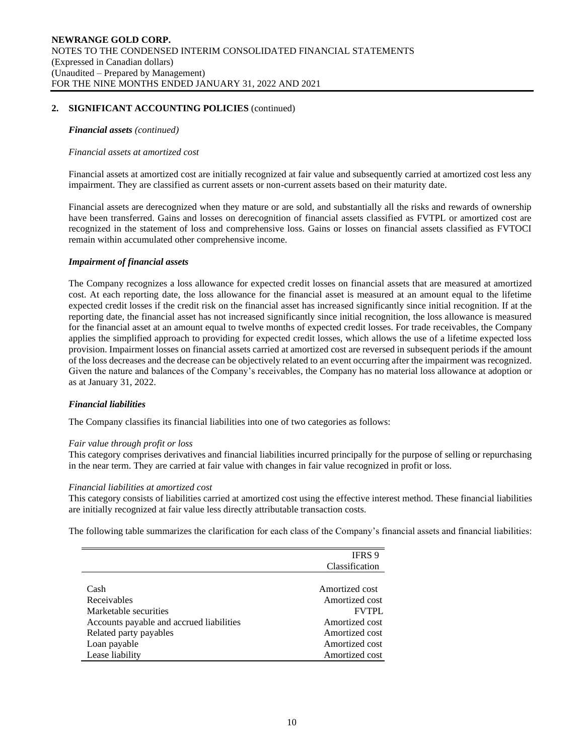## 2. SIGNIFICANT ACCOUNTING POLICIES (continued)

***Financial assets (continued)***

*Financial assets at amortized cost*

Financial assets at amortized cost are initially recognized at fair value and subsequently carried at amortized cost less any impairment. They are classified as current assets or non-current assets based on their maturity date.

Financial assets are derecognized when they mature or are sold, and substantially all the risks and rewards of ownership have been transferred. Gains and losses on derecognition of financial assets classified as FVTPL or amortized cost are recognized in the statement of loss and comprehensive loss. Gains or losses on financial assets classified as FVTOCI remain within accumulated other comprehensive income.

***Impairment of financial assets***

The Company recognizes a loss allowance for expected credit losses on financial assets that are measured at amortized cost. At each reporting date, the loss allowance for the financial asset is measured at an amount equal to the lifetime expected credit losses if the credit risk on the financial asset has increased significantly since initial recognition. If at the reporting date, the financial asset has not increased significantly since initial recognition, the loss allowance is measured for the financial asset at an amount equal to twelve months of expected credit losses. For trade receivables, the Company applies the simplified approach to providing for expected credit losses, which allows the use of a lifetime expected loss provision. Impairment losses on financial assets carried at amortized cost are reversed in subsequent periods if the amount of the loss decreases and the decrease can be objectively related to an event occurring after the impairment was recognized. Given the nature and balances of the Company's receivables, the Company has no material loss allowance at adoption or as at January 31, 2022.

***Financial liabilities***

The Company classifies its financial liabilities into one of two categories as follows:

*Fair value through profit or loss*
This category comprises derivatives and financial liabilities incurred principally for the purpose of selling or repurchasing in the near term. They are carried at fair value with changes in fair value recognized in profit or loss.

*Financial liabilities at amortized cost*
This category consists of liabilities carried at amortized cost using the effective interest method. These financial liabilities are initially recognized at fair value less directly attributable transaction costs.

The following table summarizes the clarification for each class of the Company's financial assets and financial liabilities:

| | IFRS 9 Classification |
|---|---|
| Cash | Amortized cost |
| Receivables | Amortized cost |
| Marketable securities | FVTPL |
| Accounts payable and accrued liabilities | Amortized cost |
| Related party payables | Amortized cost |
| Loan payable | Amortized cost |
| Lease liability | Amortized cost |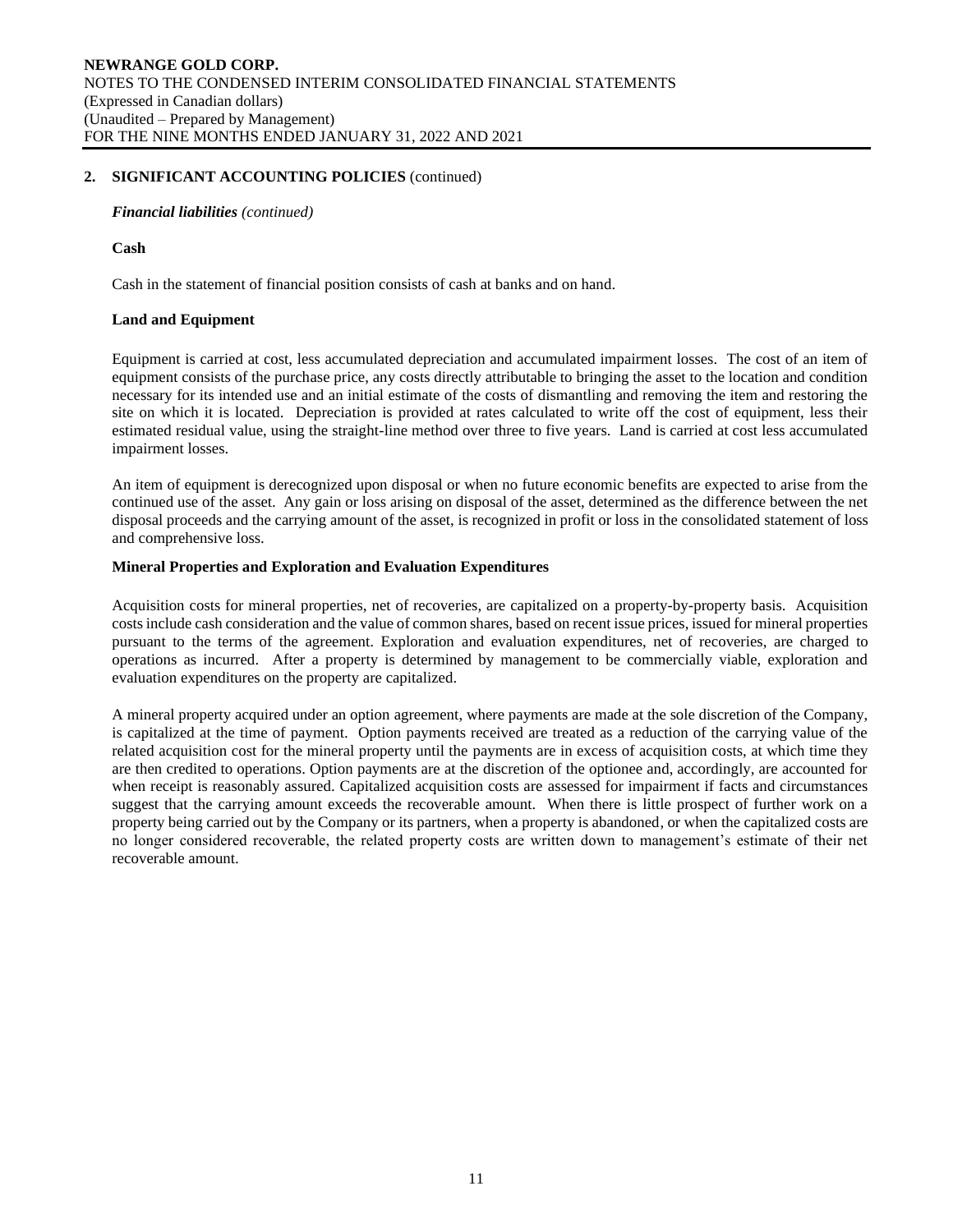## 2. SIGNIFICANT ACCOUNTING POLICIES (continued)

***Financial liabilities** (continued)*

**Cash**

Cash in the statement of financial position consists of cash at banks and on hand.

**Land and Equipment**

Equipment is carried at cost, less accumulated depreciation and accumulated impairment losses. The cost of an item of equipment consists of the purchase price, any costs directly attributable to bringing the asset to the location and condition necessary for its intended use and an initial estimate of the costs of dismantling and removing the item and restoring the site on which it is located. Depreciation is provided at rates calculated to write off the cost of equipment, less their estimated residual value, using the straight-line method over three to five years. Land is carried at cost less accumulated impairment losses.

An item of equipment is derecognized upon disposal or when no future economic benefits are expected to arise from the continued use of the asset. Any gain or loss arising on disposal of the asset, determined as the difference between the net disposal proceeds and the carrying amount of the asset, is recognized in profit or loss in the consolidated statement of loss and comprehensive loss.

**Mineral Properties and Exploration and Evaluation Expenditures**

Acquisition costs for mineral properties, net of recoveries, are capitalized on a property-by-property basis. Acquisition costs include cash consideration and the value of common shares, based on recent issue prices, issued for mineral properties pursuant to the terms of the agreement. Exploration and evaluation expenditures, net of recoveries, are charged to operations as incurred. After a property is determined by management to be commercially viable, exploration and evaluation expenditures on the property are capitalized.

A mineral property acquired under an option agreement, where payments are made at the sole discretion of the Company, is capitalized at the time of payment. Option payments received are treated as a reduction of the carrying value of the related acquisition cost for the mineral property until the payments are in excess of acquisition costs, at which time they are then credited to operations. Option payments are at the discretion of the optionee and, accordingly, are accounted for when receipt is reasonably assured. Capitalized acquisition costs are assessed for impairment if facts and circumstances suggest that the carrying amount exceeds the recoverable amount. When there is little prospect of further work on a property being carried out by the Company or its partners, when a property is abandoned, or when the capitalized costs are no longer considered recoverable, the related property costs are written down to management's estimate of their net recoverable amount.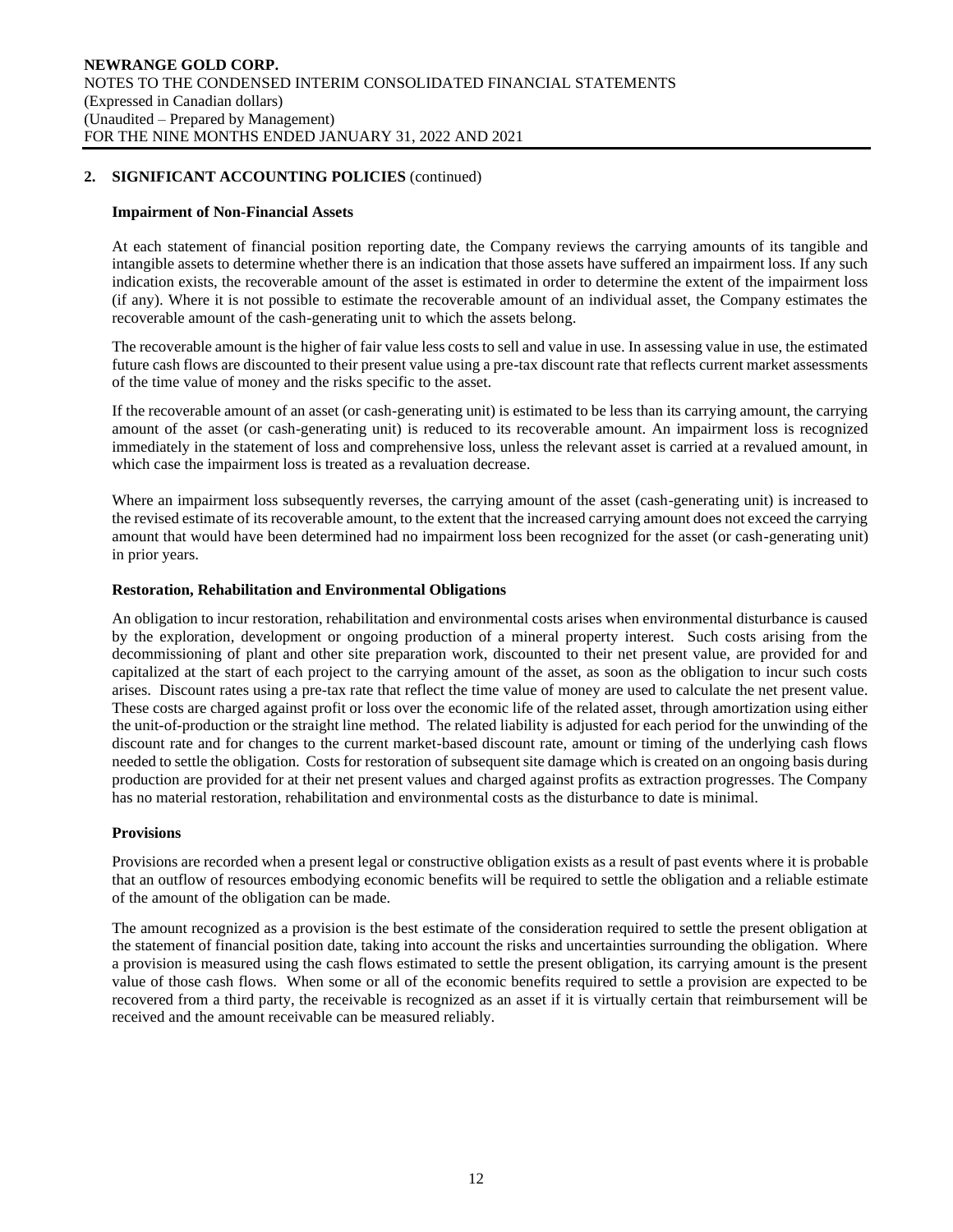## 2. SIGNIFICANT ACCOUNTING POLICIES (continued)

### Impairment of Non-Financial Assets

At each statement of financial position reporting date, the Company reviews the carrying amounts of its tangible and intangible assets to determine whether there is an indication that those assets have suffered an impairment loss. If any such indication exists, the recoverable amount of the asset is estimated in order to determine the extent of the impairment loss (if any). Where it is not possible to estimate the recoverable amount of an individual asset, the Company estimates the recoverable amount of the cash-generating unit to which the assets belong.

The recoverable amount is the higher of fair value less costs to sell and value in use. In assessing value in use, the estimated future cash flows are discounted to their present value using a pre-tax discount rate that reflects current market assessments of the time value of money and the risks specific to the asset.

If the recoverable amount of an asset (or cash-generating unit) is estimated to be less than its carrying amount, the carrying amount of the asset (or cash-generating unit) is reduced to its recoverable amount. An impairment loss is recognized immediately in the statement of loss and comprehensive loss, unless the relevant asset is carried at a revalued amount, in which case the impairment loss is treated as a revaluation decrease.

Where an impairment loss subsequently reverses, the carrying amount of the asset (cash-generating unit) is increased to the revised estimate of its recoverable amount, to the extent that the increased carrying amount does not exceed the carrying amount that would have been determined had no impairment loss been recognized for the asset (or cash-generating unit) in prior years.

### Restoration, Rehabilitation and Environmental Obligations

An obligation to incur restoration, rehabilitation and environmental costs arises when environmental disturbance is caused by the exploration, development or ongoing production of a mineral property interest. Such costs arising from the decommissioning of plant and other site preparation work, discounted to their net present value, are provided for and capitalized at the start of each project to the carrying amount of the asset, as soon as the obligation to incur such costs arises. Discount rates using a pre-tax rate that reflect the time value of money are used to calculate the net present value. These costs are charged against profit or loss over the economic life of the related asset, through amortization using either the unit-of-production or the straight line method. The related liability is adjusted for each period for the unwinding of the discount rate and for changes to the current market-based discount rate, amount or timing of the underlying cash flows needed to settle the obligation. Costs for restoration of subsequent site damage which is created on an ongoing basis during production are provided for at their net present values and charged against profits as extraction progresses. The Company has no material restoration, rehabilitation and environmental costs as the disturbance to date is minimal.

### Provisions

Provisions are recorded when a present legal or constructive obligation exists as a result of past events where it is probable that an outflow of resources embodying economic benefits will be required to settle the obligation and a reliable estimate of the amount of the obligation can be made.

The amount recognized as a provision is the best estimate of the consideration required to settle the present obligation at the statement of financial position date, taking into account the risks and uncertainties surrounding the obligation. Where a provision is measured using the cash flows estimated to settle the present obligation, its carrying amount is the present value of those cash flows. When some or all of the economic benefits required to settle a provision are expected to be recovered from a third party, the receivable is recognized as an asset if it is virtually certain that reimbursement will be received and the amount receivable can be measured reliably.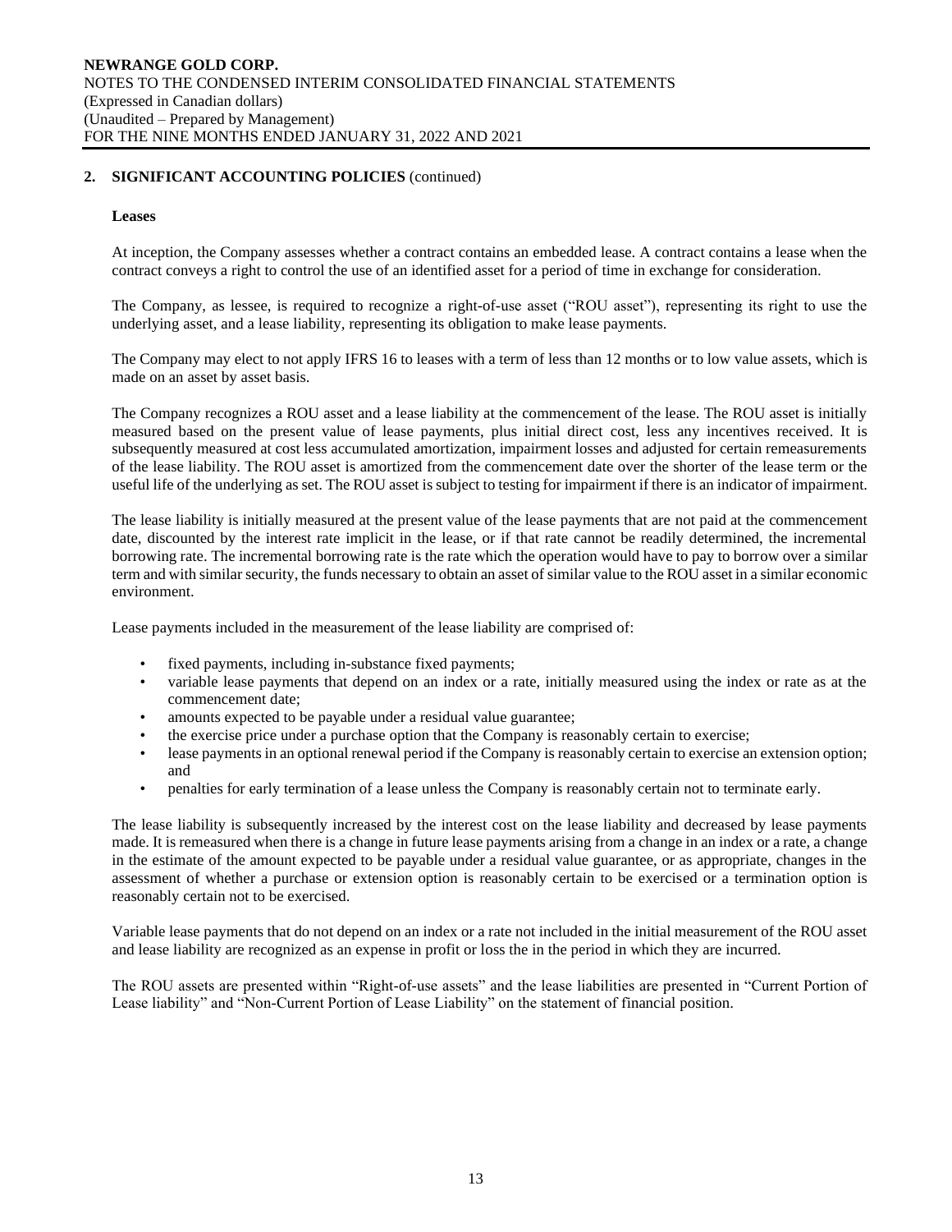## 2. SIGNIFICANT ACCOUNTING POLICIES (continued)

### Leases

At inception, the Company assesses whether a contract contains an embedded lease. A contract contains a lease when the contract conveys a right to control the use of an identified asset for a period of time in exchange for consideration.

The Company, as lessee, is required to recognize a right-of-use asset ("ROU asset"), representing its right to use the underlying asset, and a lease liability, representing its obligation to make lease payments.

The Company may elect to not apply IFRS 16 to leases with a term of less than 12 months or to low value assets, which is made on an asset by asset basis.

The Company recognizes a ROU asset and a lease liability at the commencement of the lease. The ROU asset is initially measured based on the present value of lease payments, plus initial direct cost, less any incentives received. It is subsequently measured at cost less accumulated amortization, impairment losses and adjusted for certain remeasurements of the lease liability. The ROU asset is amortized from the commencement date over the shorter of the lease term or the useful life of the underlying as set. The ROU asset is subject to testing for impairment if there is an indicator of impairment.

The lease liability is initially measured at the present value of the lease payments that are not paid at the commencement date, discounted by the interest rate implicit in the lease, or if that rate cannot be readily determined, the incremental borrowing rate. The incremental borrowing rate is the rate which the operation would have to pay to borrow over a similar term and with similar security, the funds necessary to obtain an asset of similar value to the ROU asset in a similar economic environment.

Lease payments included in the measurement of the lease liability are comprised of:

- fixed payments, including in-substance fixed payments;
- variable lease payments that depend on an index or a rate, initially measured using the index or rate as at the commencement date;
- amounts expected to be payable under a residual value guarantee;
- the exercise price under a purchase option that the Company is reasonably certain to exercise;
- lease payments in an optional renewal period if the Company is reasonably certain to exercise an extension option; and
- penalties for early termination of a lease unless the Company is reasonably certain not to terminate early.

The lease liability is subsequently increased by the interest cost on the lease liability and decreased by lease payments made. It is remeasured when there is a change in future lease payments arising from a change in an index or a rate, a change in the estimate of the amount expected to be payable under a residual value guarantee, or as appropriate, changes in the assessment of whether a purchase or extension option is reasonably certain to be exercised or a termination option is reasonably certain not to be exercised.

Variable lease payments that do not depend on an index or a rate not included in the initial measurement of the ROU asset and lease liability are recognized as an expense in profit or loss the in the period in which they are incurred.

The ROU assets are presented within "Right-of-use assets" and the lease liabilities are presented in "Current Portion of Lease liability" and "Non-Current Portion of Lease Liability" on the statement of financial position.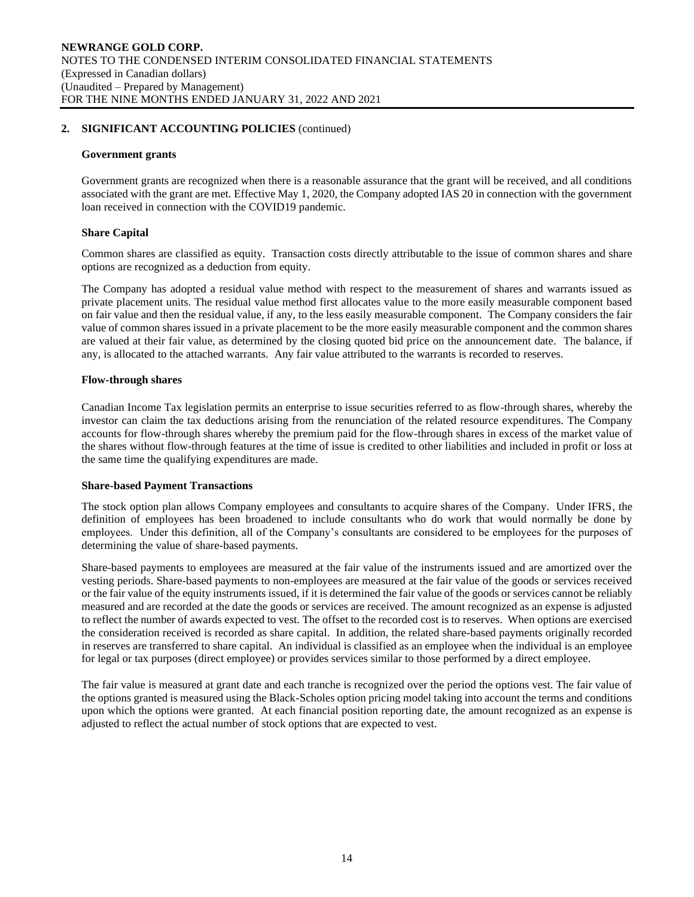## 2. SIGNIFICANT ACCOUNTING POLICIES (continued)

### Government grants

Government grants are recognized when there is a reasonable assurance that the grant will be received, and all conditions associated with the grant are met. Effective May 1, 2020, the Company adopted IAS 20 in connection with the government loan received in connection with the COVID19 pandemic.

### Share Capital

Common shares are classified as equity. Transaction costs directly attributable to the issue of common shares and share options are recognized as a deduction from equity.

The Company has adopted a residual value method with respect to the measurement of shares and warrants issued as private placement units. The residual value method first allocates value to the more easily measurable component based on fair value and then the residual value, if any, to the less easily measurable component. The Company considers the fair value of common shares issued in a private placement to be the more easily measurable component and the common shares are valued at their fair value, as determined by the closing quoted bid price on the announcement date. The balance, if any, is allocated to the attached warrants. Any fair value attributed to the warrants is recorded to reserves.

### Flow-through shares

Canadian Income Tax legislation permits an enterprise to issue securities referred to as flow-through shares, whereby the investor can claim the tax deductions arising from the renunciation of the related resource expenditures. The Company accounts for flow-through shares whereby the premium paid for the flow-through shares in excess of the market value of the shares without flow-through features at the time of issue is credited to other liabilities and included in profit or loss at the same time the qualifying expenditures are made.

### Share-based Payment Transactions

The stock option plan allows Company employees and consultants to acquire shares of the Company. Under IFRS, the definition of employees has been broadened to include consultants who do work that would normally be done by employees. Under this definition, all of the Company's consultants are considered to be employees for the purposes of determining the value of share-based payments.

Share-based payments to employees are measured at the fair value of the instruments issued and are amortized over the vesting periods. Share-based payments to non-employees are measured at the fair value of the goods or services received or the fair value of the equity instruments issued, if it is determined the fair value of the goods or services cannot be reliably measured and are recorded at the date the goods or services are received. The amount recognized as an expense is adjusted to reflect the number of awards expected to vest. The offset to the recorded cost is to reserves. When options are exercised the consideration received is recorded as share capital. In addition, the related share-based payments originally recorded in reserves are transferred to share capital. An individual is classified as an employee when the individual is an employee for legal or tax purposes (direct employee) or provides services similar to those performed by a direct employee.

The fair value is measured at grant date and each tranche is recognized over the period the options vest. The fair value of the options granted is measured using the Black-Scholes option pricing model taking into account the terms and conditions upon which the options were granted. At each financial position reporting date, the amount recognized as an expense is adjusted to reflect the actual number of stock options that are expected to vest.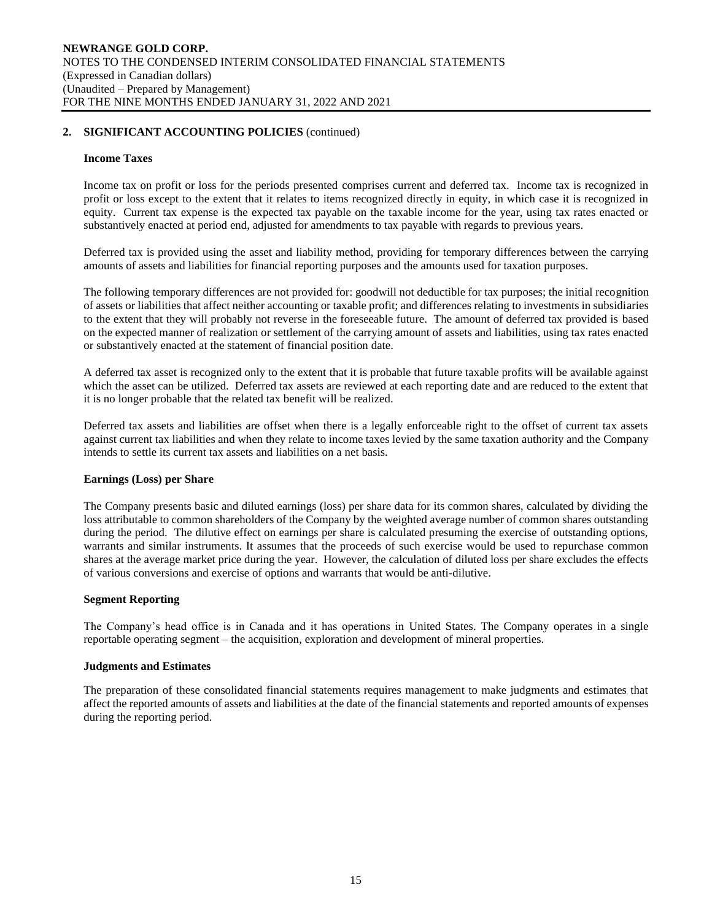## 2. SIGNIFICANT ACCOUNTING POLICIES (continued)

### Income Taxes

Income tax on profit or loss for the periods presented comprises current and deferred tax. Income tax is recognized in profit or loss except to the extent that it relates to items recognized directly in equity, in which case it is recognized in equity. Current tax expense is the expected tax payable on the taxable income for the year, using tax rates enacted or substantively enacted at period end, adjusted for amendments to tax payable with regards to previous years.

Deferred tax is provided using the asset and liability method, providing for temporary differences between the carrying amounts of assets and liabilities for financial reporting purposes and the amounts used for taxation purposes.

The following temporary differences are not provided for: goodwill not deductible for tax purposes; the initial recognition of assets or liabilities that affect neither accounting or taxable profit; and differences relating to investments in subsidiaries to the extent that they will probably not reverse in the foreseeable future. The amount of deferred tax provided is based on the expected manner of realization or settlement of the carrying amount of assets and liabilities, using tax rates enacted or substantively enacted at the statement of financial position date.

A deferred tax asset is recognized only to the extent that it is probable that future taxable profits will be available against which the asset can be utilized. Deferred tax assets are reviewed at each reporting date and are reduced to the extent that it is no longer probable that the related tax benefit will be realized.

Deferred tax assets and liabilities are offset when there is a legally enforceable right to the offset of current tax assets against current tax liabilities and when they relate to income taxes levied by the same taxation authority and the Company intends to settle its current tax assets and liabilities on a net basis.

### Earnings (Loss) per Share

The Company presents basic and diluted earnings (loss) per share data for its common shares, calculated by dividing the loss attributable to common shareholders of the Company by the weighted average number of common shares outstanding during the period. The dilutive effect on earnings per share is calculated presuming the exercise of outstanding options, warrants and similar instruments. It assumes that the proceeds of such exercise would be used to repurchase common shares at the average market price during the year. However, the calculation of diluted loss per share excludes the effects of various conversions and exercise of options and warrants that would be anti-dilutive.

### Segment Reporting

The Company's head office is in Canada and it has operations in United States. The Company operates in a single reportable operating segment – the acquisition, exploration and development of mineral properties.

### Judgments and Estimates

The preparation of these consolidated financial statements requires management to make judgments and estimates that affect the reported amounts of assets and liabilities at the date of the financial statements and reported amounts of expenses during the reporting period.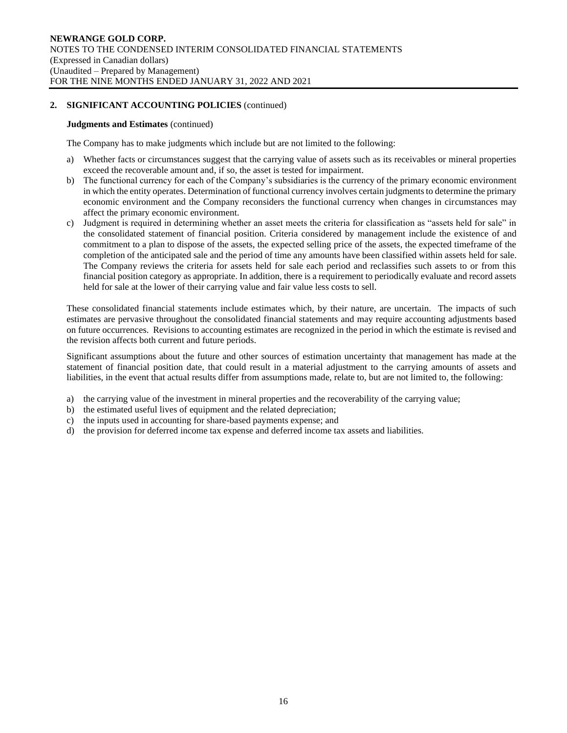## 2. SIGNIFICANT ACCOUNTING POLICIES (continued)

**Judgments and Estimates** (continued)

The Company has to make judgments which include but are not limited to the following:

a) Whether facts or circumstances suggest that the carrying value of assets such as its receivables or mineral properties exceed the recoverable amount and, if so, the asset is tested for impairment.
b) The functional currency for each of the Company's subsidiaries is the currency of the primary economic environment in which the entity operates. Determination of functional currency involves certain judgments to determine the primary economic environment and the Company reconsiders the functional currency when changes in circumstances may affect the primary economic environment.
c) Judgment is required in determining whether an asset meets the criteria for classification as "assets held for sale" in the consolidated statement of financial position. Criteria considered by management include the existence of and commitment to a plan to dispose of the assets, the expected selling price of the assets, the expected timeframe of the completion of the anticipated sale and the period of time any amounts have been classified within assets held for sale. The Company reviews the criteria for assets held for sale each period and reclassifies such assets to or from this financial position category as appropriate. In addition, there is a requirement to periodically evaluate and record assets held for sale at the lower of their carrying value and fair value less costs to sell.

These consolidated financial statements include estimates which, by their nature, are uncertain. The impacts of such estimates are pervasive throughout the consolidated financial statements and may require accounting adjustments based on future occurrences. Revisions to accounting estimates are recognized in the period in which the estimate is revised and the revision affects both current and future periods.

Significant assumptions about the future and other sources of estimation uncertainty that management has made at the statement of financial position date, that could result in a material adjustment to the carrying amounts of assets and liabilities, in the event that actual results differ from assumptions made, relate to, but are not limited to, the following:

a) the carrying value of the investment in mineral properties and the recoverability of the carrying value;
b) the estimated useful lives of equipment and the related depreciation;
c) the inputs used in accounting for share-based payments expense; and
d) the provision for deferred income tax expense and deferred income tax assets and liabilities.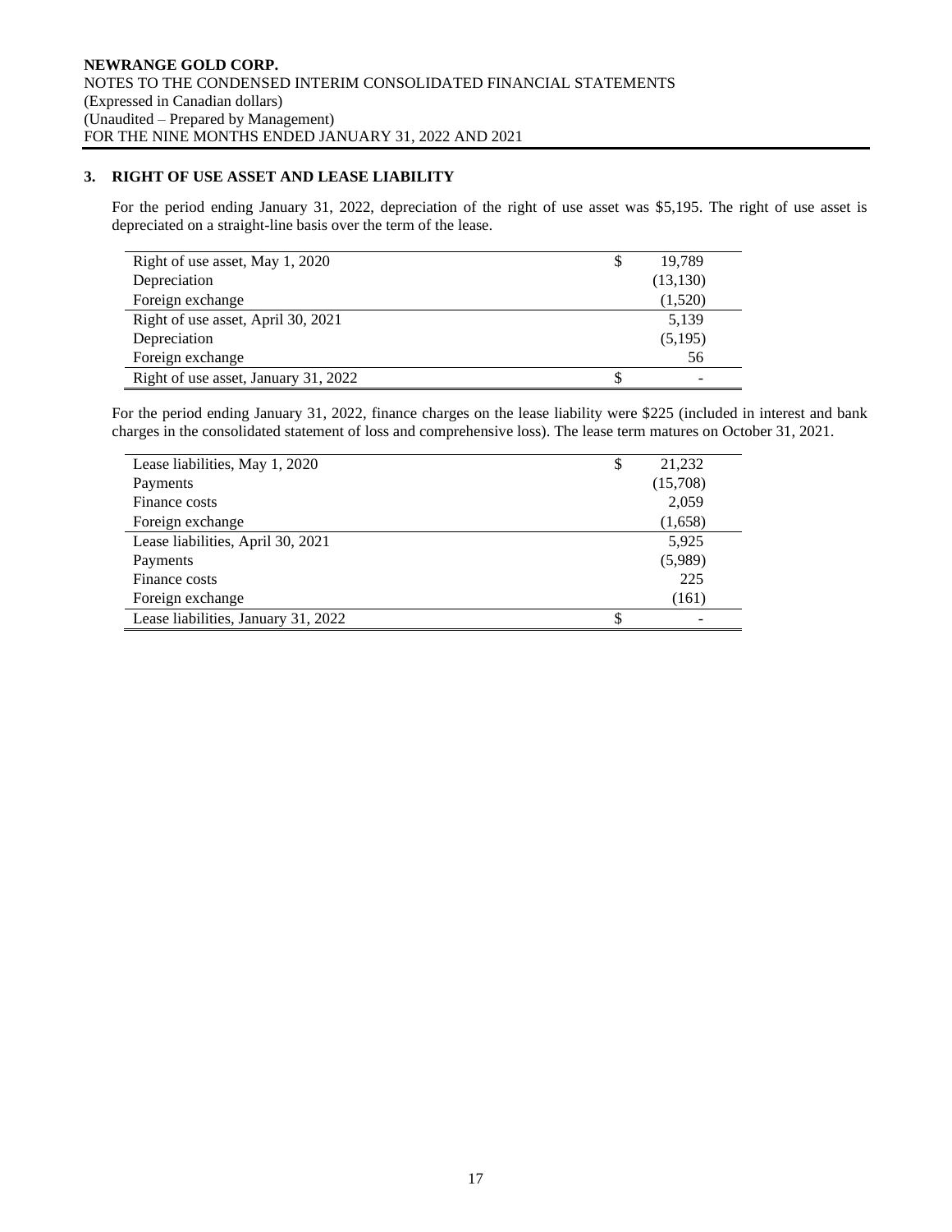## 3. RIGHT OF USE ASSET AND LEASE LIABILITY

For the period ending January 31, 2022, depreciation of the right of use asset was $5,195. The right of use asset is depreciated on a straight-line basis over the term of the lease.

| | |
|---|---|
| Right of use asset, May 1, 2020 | $ 19,789 |
| Depreciation | (13,130) |
| Foreign exchange | (1,520) |
| Right of use asset, April 30, 2021 | 5,139 |
| Depreciation | (5,195) |
| Foreign exchange | 56 |
| Right of use asset, January 31, 2022 | $ - |

For the period ending January 31, 2022, finance charges on the lease liability were $225 (included in interest and bank charges in the consolidated statement of loss and comprehensive loss). The lease term matures on October 31, 2021.

| | |
|---|---|
| Lease liabilities, May 1, 2020 | $ 21,232 |
| Payments | (15,708) |
| Finance costs | 2,059 |
| Foreign exchange | (1,658) |
| Lease liabilities, April 30, 2021 | 5,925 |
| Payments | (5,989) |
| Finance costs | 225 |
| Foreign exchange | (161) |
| Lease liabilities, January 31, 2022 | $ - |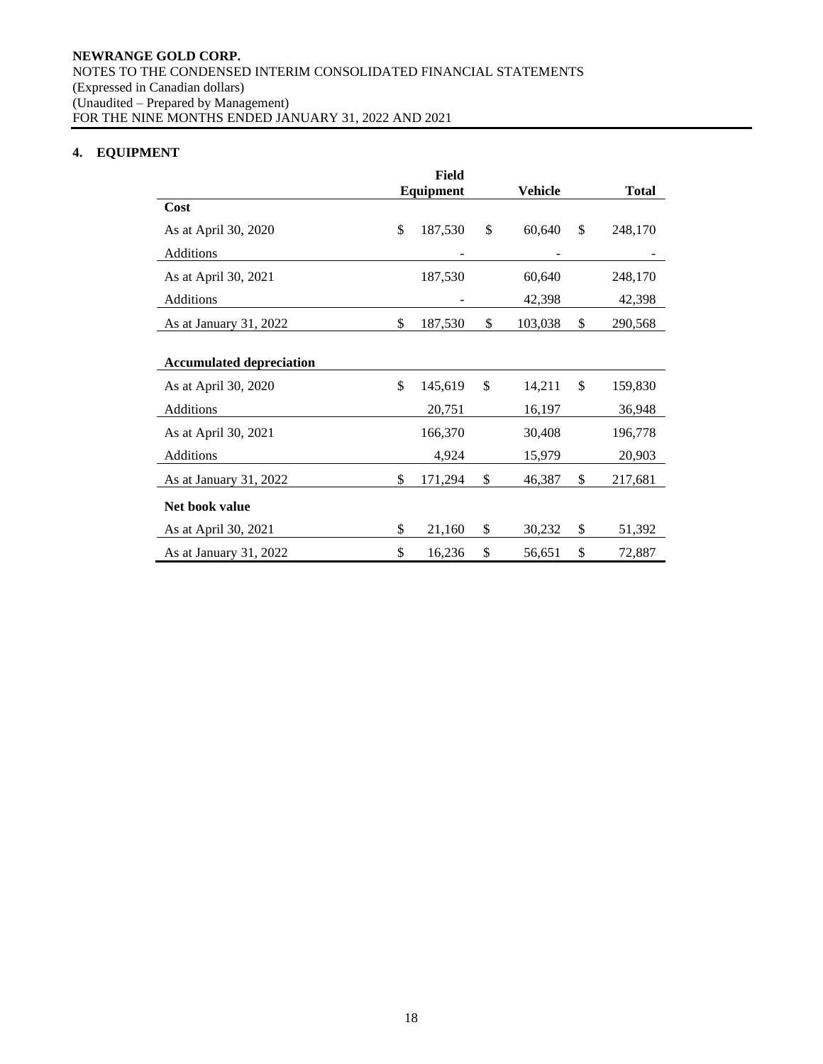**NEWRANGE GOLD CORP.**
NOTES TO THE CONDENSED INTERIM CONSOLIDATED FINANCIAL STATEMENTS
(Expressed in Canadian dollars)
(Unaudited – Prepared by Management)
FOR THE NINE MONTHS ENDED JANUARY 31, 2022 AND 2021

## 4. EQUIPMENT

| | Field Equipment | Vehicle | Total |
|---|---|---|---|
| **Cost** | | | |
| As at April 30, 2020 | $ 187,530 | $ 60,640 | $ 248,170 |
| Additions | - | - | - |
| As at April 30, 2021 | 187,530 | 60,640 | 248,170 |
| Additions | - | 42,398 | 42,398 |
| As at January 31, 2022 | $ 187,530 | $ 103,038 | $ 290,568 |
| | | | |
| **Accumulated depreciation** | | | |
| As at April 30, 2020 | $ 145,619 | $ 14,211 | $ 159,830 |
| Additions | 20,751 | 16,197 | 36,948 |
| As at April 30, 2021 | 166,370 | 30,408 | 196,778 |
| Additions | 4,924 | 15,979 | 20,903 |
| As at January 31, 2022 | $ 171,294 | $ 46,387 | $ 217,681 |
| **Net book value** | | | |
| As at April 30, 2021 | $ 21,160 | $ 30,232 | $ 51,392 |
| As at January 31, 2022 | $ 16,236 | $ 56,651 | $ 72,887 |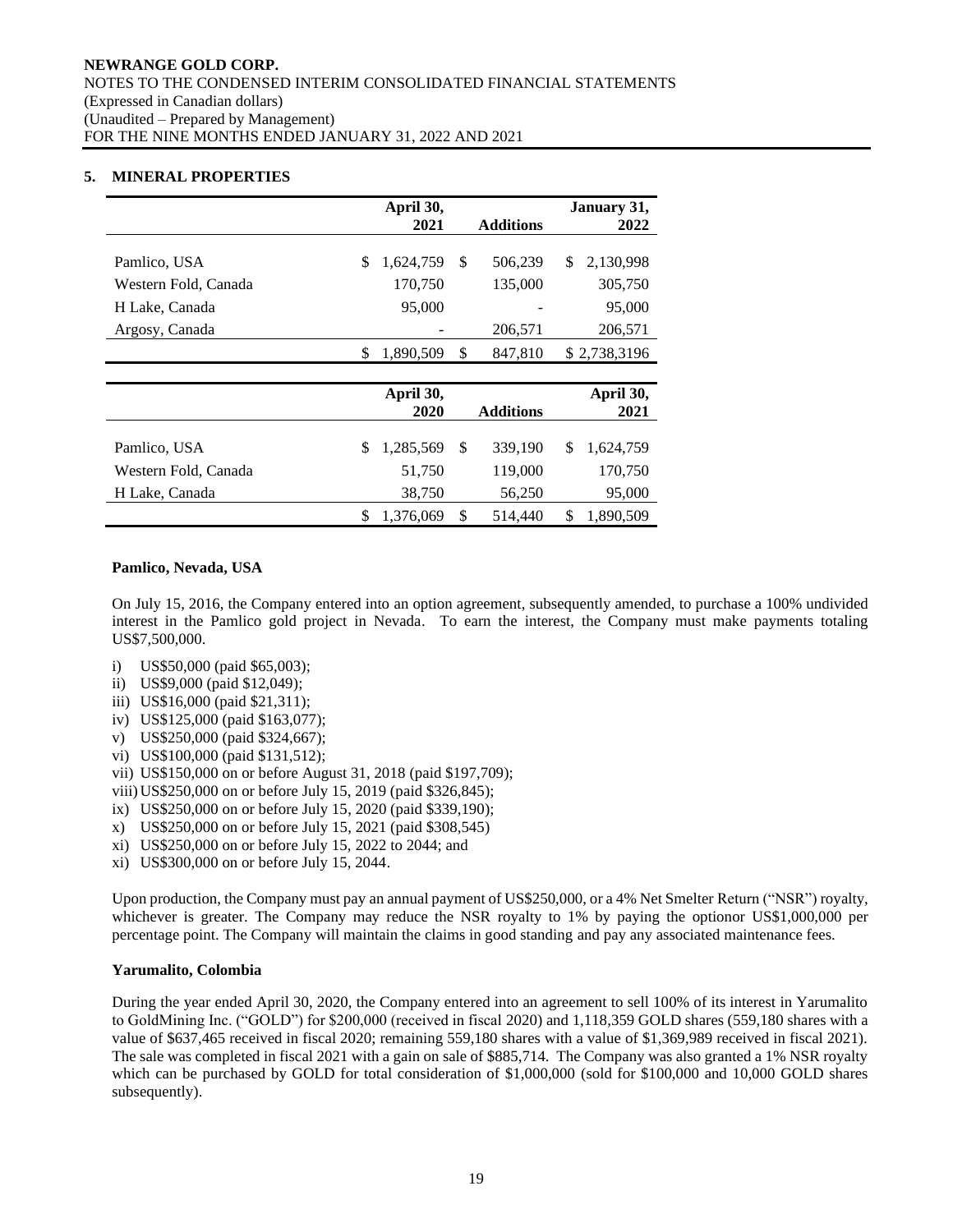## 5. MINERAL PROPERTIES

| | April 30, 2021 | Additions | January 31, 2022 |
|---|---|---|---|
| Pamlico, USA | $ 1,624,759 | $ 506,239 | $ 2,130,998 |
| Western Fold, Canada | 170,750 | 135,000 | 305,750 |
| H Lake, Canada | 95,000 | - | 95,000 |
| Argosy, Canada | - | 206,571 | 206,571 |
| | $ 1,890,509 | $ 847,810 | $ 2,738,3196 |

| | April 30, 2020 | Additions | April 30, 2021 |
|---|---|---|---|
| Pamlico, USA | $ 1,285,569 | $ 339,190 | $ 1,624,759 |
| Western Fold, Canada | 51,750 | 119,000 | 170,750 |
| H Lake, Canada | 38,750 | 56,250 | 95,000 |
| | $ 1,376,069 | $ 514,440 | $ 1,890,509 |

**Pamlico, Nevada, USA**

On July 15, 2016, the Company entered into an option agreement, subsequently amended, to purchase a 100% undivided interest in the Pamlico gold project in Nevada. To earn the interest, the Company must make payments totaling US$7,500,000.

i) US$50,000 (paid $65,003);
ii) US$9,000 (paid $12,049);
iii) US$16,000 (paid $21,311);
iv) US$125,000 (paid $163,077);
v) US$250,000 (paid $324,667);
vi) US$100,000 (paid $131,512);
vii) US$150,000 on or before August 31, 2018 (paid $197,709);
viii) US$250,000 on or before July 15, 2019 (paid $326,845);
ix) US$250,000 on or before July 15, 2020 (paid $339,190);
x) US$250,000 on or before July 15, 2021 (paid $308,545)
xi) US$250,000 on or before July 15, 2022 to 2044; and
xi) US$300,000 on or before July 15, 2044.

Upon production, the Company must pay an annual payment of US$250,000, or a 4% Net Smelter Return ("NSR") royalty, whichever is greater. The Company may reduce the NSR royalty to 1% by paying the optionor US$1,000,000 per percentage point. The Company will maintain the claims in good standing and pay any associated maintenance fees.

**Yarumalito, Colombia**

During the year ended April 30, 2020, the Company entered into an agreement to sell 100% of its interest in Yarumalito to GoldMining Inc. ("GOLD") for $200,000 (received in fiscal 2020) and 1,118,359 GOLD shares (559,180 shares with a value of $637,465 received in fiscal 2020; remaining 559,180 shares with a value of $1,369,989 received in fiscal 2021). The sale was completed in fiscal 2021 with a gain on sale of $885,714. The Company was also granted a 1% NSR royalty which can be purchased by GOLD for total consideration of $1,000,000 (sold for $100,000 and 10,000 GOLD shares subsequently).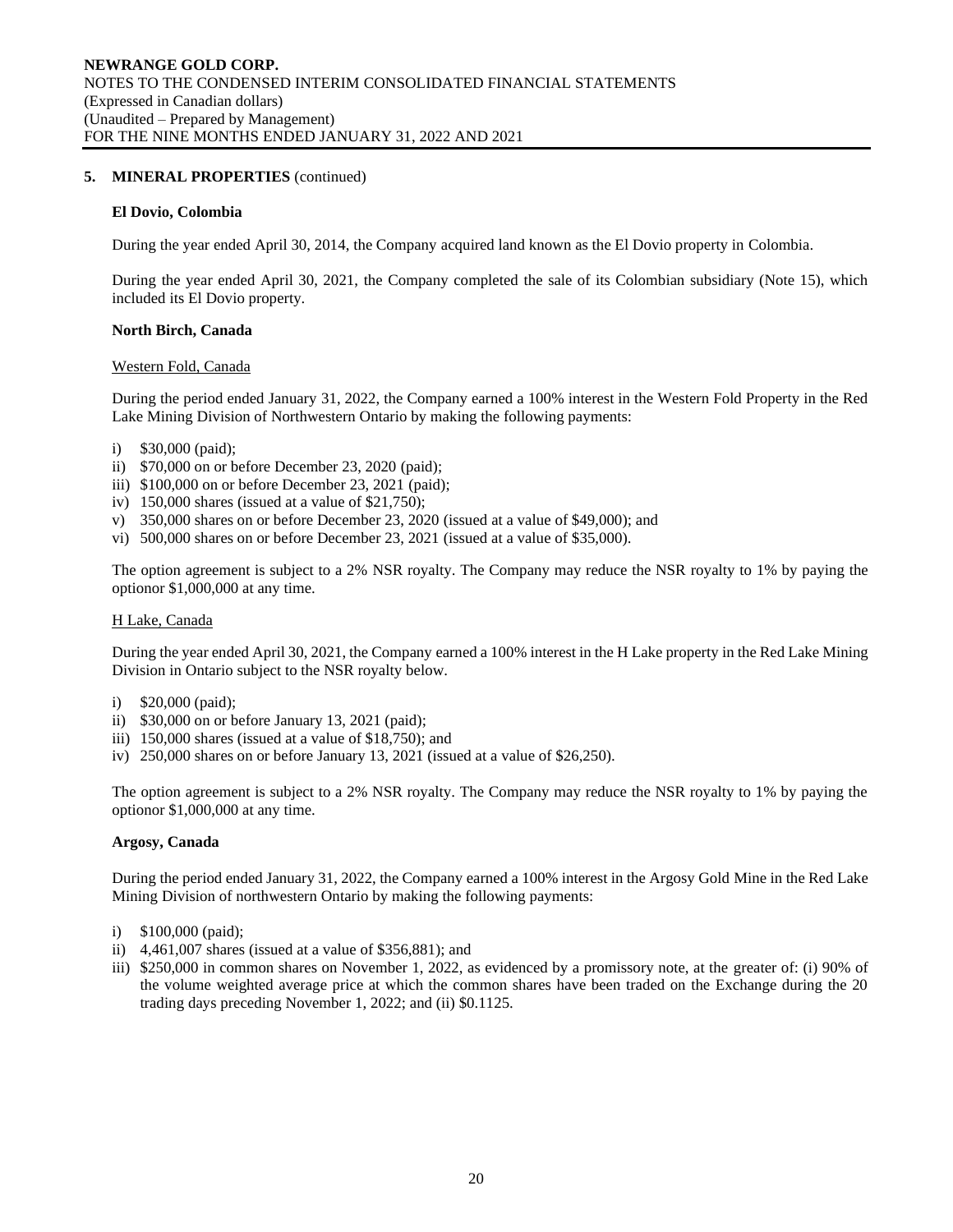## 5. MINERAL PROPERTIES (continued)

### El Dovio, Colombia

During the year ended April 30, 2014, the Company acquired land known as the El Dovio property in Colombia.

During the year ended April 30, 2021, the Company completed the sale of its Colombian subsidiary (Note 15), which included its El Dovio property.

### North Birch, Canada

Western Fold, Canada

During the period ended January 31, 2022, the Company earned a 100% interest in the Western Fold Property in the Red Lake Mining Division of Northwestern Ontario by making the following payments:

i) $30,000 (paid);
ii) $70,000 on or before December 23, 2020 (paid);
iii) $100,000 on or before December 23, 2021 (paid);
iv) 150,000 shares (issued at a value of $21,750);
v) 350,000 shares on or before December 23, 2020 (issued at a value of $49,000); and
vi) 500,000 shares on or before December 23, 2021 (issued at a value of $35,000).

The option agreement is subject to a 2% NSR royalty. The Company may reduce the NSR royalty to 1% by paying the optionor $1,000,000 at any time.

H Lake, Canada

During the year ended April 30, 2021, the Company earned a 100% interest in the H Lake property in the Red Lake Mining Division in Ontario subject to the NSR royalty below.

i) $20,000 (paid);
ii) $30,000 on or before January 13, 2021 (paid);
iii) 150,000 shares (issued at a value of $18,750); and
iv) 250,000 shares on or before January 13, 2021 (issued at a value of $26,250).

The option agreement is subject to a 2% NSR royalty. The Company may reduce the NSR royalty to 1% by paying the optionor $1,000,000 at any time.

### Argosy, Canada

During the period ended January 31, 2022, the Company earned a 100% interest in the Argosy Gold Mine in the Red Lake Mining Division of northwestern Ontario by making the following payments:

i) $100,000 (paid);
ii) 4,461,007 shares (issued at a value of $356,881); and
iii) $250,000 in common shares on November 1, 2022, as evidenced by a promissory note, at the greater of: (i) 90% of the volume weighted average price at which the common shares have been traded on the Exchange during the 20 trading days preceding November 1, 2022; and (ii) $0.1125.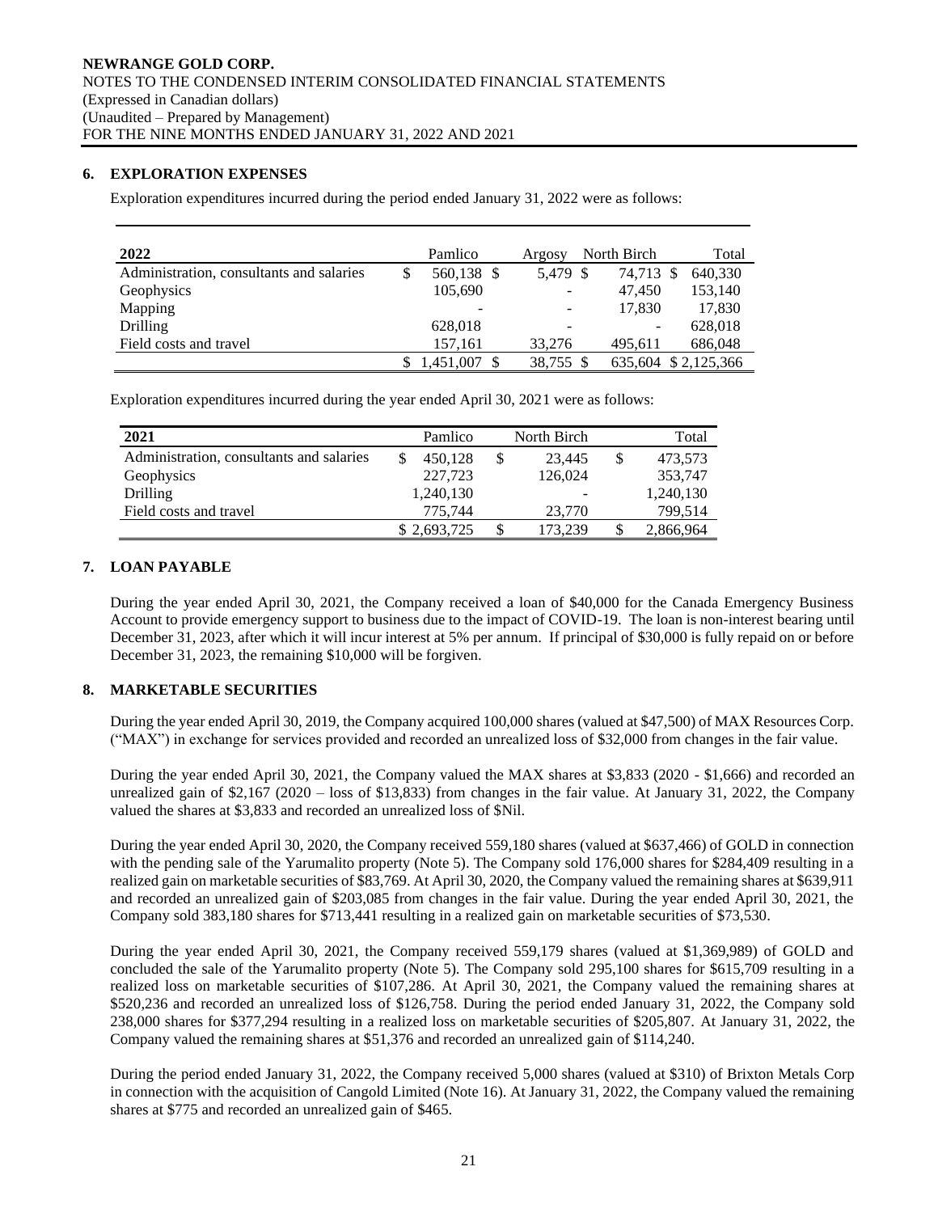## 6. EXPLORATION EXPENSES

Exploration expenditures incurred during the period ended January 31, 2022 were as follows:

| 2022 | Pamlico | Argosy | North Birch | Total |
|---|---|---|---|---|
| Administration, consultants and salaries | $ 560,138 | $ 5,479 | $ 74,713 | $ 640,330 |
| Geophysics | 105,690 | - | 47,450 | 153,140 |
| Mapping | - | - | 17,830 | 17,830 |
| Drilling | 628,018 | - | - | 628,018 |
| Field costs and travel | 157,161 | 33,276 | 495,611 | 686,048 |
| | $ 1,451,007 | $ 38,755 | $ 635,604 | $ 2,125,366 |

Exploration expenditures incurred during the year ended April 30, 2021 were as follows:

| 2021 | Pamlico | North Birch | Total |
|---|---|---|---|
| Administration, consultants and salaries | $ 450,128 | $ 23,445 | $ 473,573 |
| Geophysics | 227,723 | 126,024 | 353,747 |
| Drilling | 1,240,130 | - | 1,240,130 |
| Field costs and travel | 775,744 | 23,770 | 799,514 |
| | $ 2,693,725 | $ 173,239 | $ 2,866,964 |

## 7. LOAN PAYABLE

During the year ended April 30, 2021, the Company received a loan of $40,000 for the Canada Emergency Business Account to provide emergency support to business due to the impact of COVID-19. The loan is non-interest bearing until December 31, 2023, after which it will incur interest at 5% per annum. If principal of $30,000 is fully repaid on or before December 31, 2023, the remaining $10,000 will be forgiven.

## 8. MARKETABLE SECURITIES

During the year ended April 30, 2019, the Company acquired 100,000 shares (valued at $47,500) of MAX Resources Corp. ("MAX") in exchange for services provided and recorded an unrealized loss of $32,000 from changes in the fair value.

During the year ended April 30, 2021, the Company valued the MAX shares at $3,833 (2020 - $1,666) and recorded an unrealized gain of $2,167 (2020 – loss of $13,833) from changes in the fair value. At January 31, 2022, the Company valued the shares at $3,833 and recorded an unrealized loss of $Nil.

During the year ended April 30, 2020, the Company received 559,180 shares (valued at $637,466) of GOLD in connection with the pending sale of the Yarumalito property (Note 5). The Company sold 176,000 shares for $284,409 resulting in a realized gain on marketable securities of $83,769. At April 30, 2020, the Company valued the remaining shares at $639,911 and recorded an unrealized gain of $203,085 from changes in the fair value. During the year ended April 30, 2021, the Company sold 383,180 shares for $713,441 resulting in a realized gain on marketable securities of $73,530.

During the year ended April 30, 2021, the Company received 559,179 shares (valued at $1,369,989) of GOLD and concluded the sale of the Yarumalito property (Note 5). The Company sold 295,100 shares for $615,709 resulting in a realized loss on marketable securities of $107,286. At April 30, 2021, the Company valued the remaining shares at $520,236 and recorded an unrealized loss of $126,758. During the period ended January 31, 2022, the Company sold 238,000 shares for $377,294 resulting in a realized loss on marketable securities of $205,807. At January 31, 2022, the Company valued the remaining shares at $51,376 and recorded an unrealized gain of $114,240.

During the period ended January 31, 2022, the Company received 5,000 shares (valued at $310) of Brixton Metals Corp in connection with the acquisition of Cangold Limited (Note 16). At January 31, 2022, the Company valued the remaining shares at $775 and recorded an unrealized gain of $465.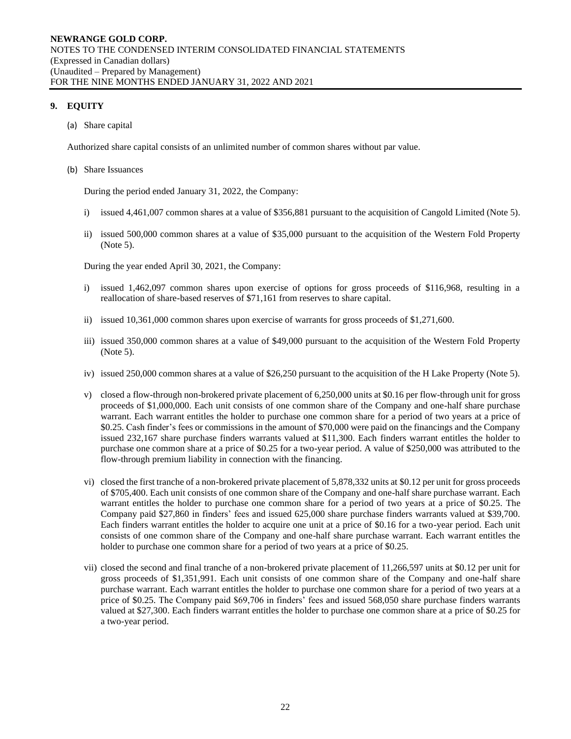## 9. EQUITY

(a) Share capital

Authorized share capital consists of an unlimited number of common shares without par value.

(b) Share Issuances

During the period ended January 31, 2022, the Company:

i) issued 4,461,007 common shares at a value of $356,881 pursuant to the acquisition of Cangold Limited (Note 5).

ii) issued 500,000 common shares at a value of $35,000 pursuant to the acquisition of the Western Fold Property (Note 5).

During the year ended April 30, 2021, the Company:

i) issued 1,462,097 common shares upon exercise of options for gross proceeds of $116,968, resulting in a reallocation of share-based reserves of $71,161 from reserves to share capital.

ii) issued 10,361,000 common shares upon exercise of warrants for gross proceeds of $1,271,600.

iii) issued 350,000 common shares at a value of $49,000 pursuant to the acquisition of the Western Fold Property (Note 5).

iv) issued 250,000 common shares at a value of $26,250 pursuant to the acquisition of the H Lake Property (Note 5).

v) closed a flow-through non-brokered private placement of 6,250,000 units at $0.16 per flow-through unit for gross proceeds of $1,000,000. Each unit consists of one common share of the Company and one-half share purchase warrant. Each warrant entitles the holder to purchase one common share for a period of two years at a price of $0.25. Cash finder's fees or commissions in the amount of $70,000 were paid on the financings and the Company issued 232,167 share purchase finders warrants valued at $11,300. Each finders warrant entitles the holder to purchase one common share at a price of $0.25 for a two-year period. A value of $250,000 was attributed to the flow-through premium liability in connection with the financing.

vi) closed the first tranche of a non-brokered private placement of 5,878,332 units at $0.12 per unit for gross proceeds of $705,400. Each unit consists of one common share of the Company and one-half share purchase warrant. Each warrant entitles the holder to purchase one common share for a period of two years at a price of $0.25. The Company paid $27,860 in finders' fees and issued 625,000 share purchase finders warrants valued at $39,700. Each finders warrant entitles the holder to acquire one unit at a price of $0.16 for a two-year period. Each unit consists of one common share of the Company and one-half share purchase warrant. Each warrant entitles the holder to purchase one common share for a period of two years at a price of $0.25.

vii) closed the second and final tranche of a non-brokered private placement of 11,266,597 units at $0.12 per unit for gross proceeds of $1,351,991. Each unit consists of one common share of the Company and one-half share purchase warrant. Each warrant entitles the holder to purchase one common share for a period of two years at a price of $0.25. The Company paid $69,706 in finders' fees and issued 568,050 share purchase finders warrants valued at $27,300. Each finders warrant entitles the holder to purchase one common share at a price of $0.25 for a two-year period.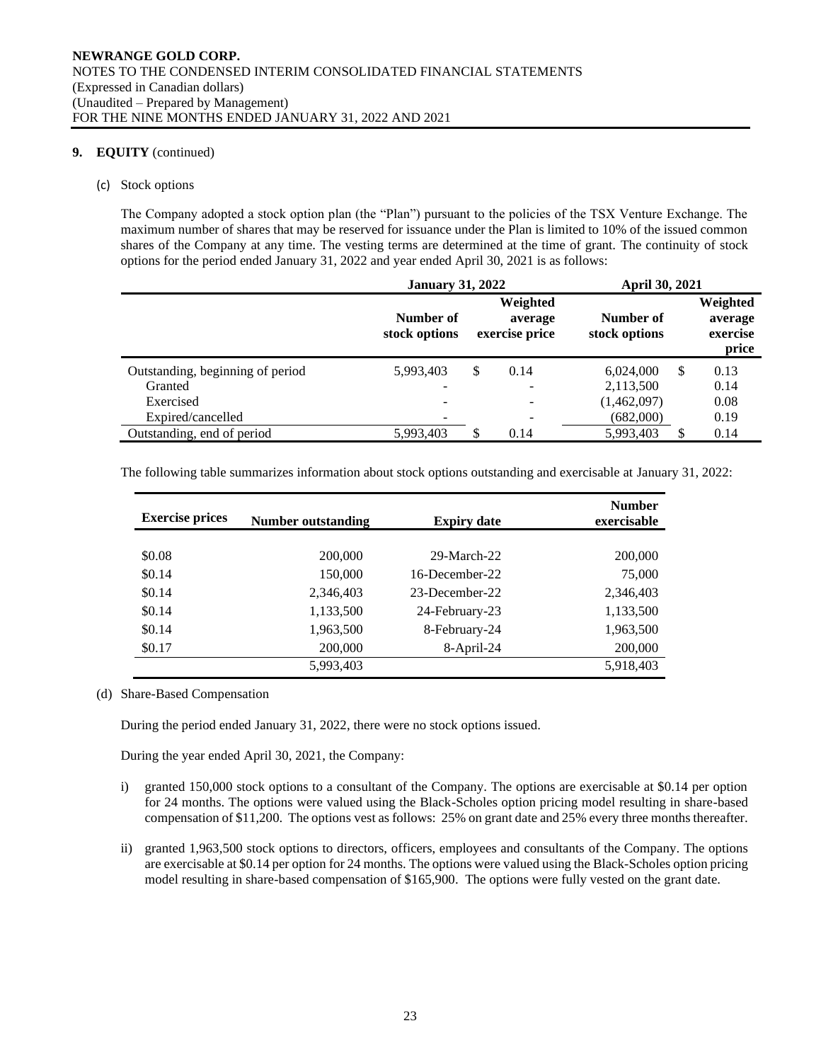## 9. EQUITY (continued)

(c) Stock options

The Company adopted a stock option plan (the "Plan") pursuant to the policies of the TSX Venture Exchange. The maximum number of shares that may be reserved for issuance under the Plan is limited to 10% of the issued common shares of the Company at any time. The vesting terms are determined at the time of grant. The continuity of stock options for the period ended January 31, 2022 and year ended April 30, 2021 is as follows:

| | January 31, 2022 | | April 30, 2021 | |
|---|---|---|---|---|
| | Number of stock options | Weighted average exercise price | Number of stock options | Weighted average exercise price |
| Outstanding, beginning of period | 5,993,403 | $ 0.14 | 6,024,000 | $ 0.13 |
| Granted | - | - | 2,113,500 | 0.14 |
| Exercised | - | - | (1,462,097) | 0.08 |
| Expired/cancelled | - | - | (682,000) | 0.19 |
| Outstanding, end of period | 5,993,403 | $ 0.14 | 5,993,403 | $ 0.14 |

The following table summarizes information about stock options outstanding and exercisable at January 31, 2022:

| Exercise prices | Number outstanding | Expiry date | Number exercisable |
|---|---|---|---|
| $0.08 | 200,000 | 29-March-22 | 200,000 |
| $0.14 | 150,000 | 16-December-22 | 75,000 |
| $0.14 | 2,346,403 | 23-December-22 | 2,346,403 |
| $0.14 | 1,133,500 | 24-February-23 | 1,133,500 |
| $0.14 | 1,963,500 | 8-February-24 | 1,963,500 |
| $0.17 | 200,000 | 8-April-24 | 200,000 |
| | 5,993,403 | | 5,918,403 |

(d) Share-Based Compensation

During the period ended January 31, 2022, there were no stock options issued.

During the year ended April 30, 2021, the Company:

i) granted 150,000 stock options to a consultant of the Company. The options are exercisable at $0.14 per option for 24 months. The options were valued using the Black-Scholes option pricing model resulting in share-based compensation of $11,200. The options vest as follows: 25% on grant date and 25% every three months thereafter.

ii) granted 1,963,500 stock options to directors, officers, employees and consultants of the Company. The options are exercisable at $0.14 per option for 24 months. The options were valued using the Black-Scholes option pricing model resulting in share-based compensation of $165,900. The options were fully vested on the grant date.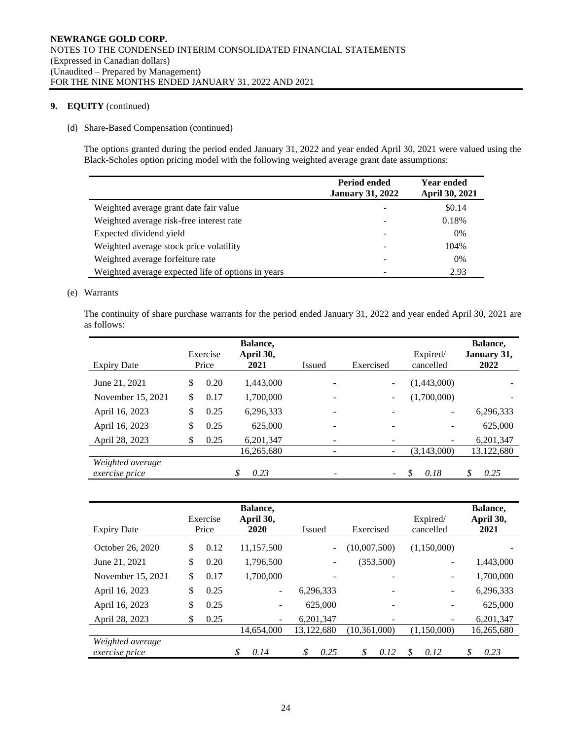**NEWRANGE GOLD CORP.**
NOTES TO THE CONDENSED INTERIM CONSOLIDATED FINANCIAL STATEMENTS
(Expressed in Canadian dollars)
(Unaudited – Prepared by Management)
FOR THE NINE MONTHS ENDED JANUARY 31, 2022 AND 2021

## 9. EQUITY (continued)

### (d) Share-Based Compensation (continued)

The options granted during the period ended January 31, 2022 and year ended April 30, 2021 were valued using the Black-Scholes option pricing model with the following weighted average grant date assumptions:

| | Period ended January 31, 2022 | Year ended April 30, 2021 |
|---|---|---|
| Weighted average grant date fair value | - | \$0.14 |
| Weighted average risk-free interest rate | - | 0.18% |
| Expected dividend yield | - | 0% |
| Weighted average stock price volatility | - | 104% |
| Weighted average forfeiture rate | - | 0% |
| Weighted average expected life of options in years | - | 2.93 |

### (e) Warrants

The continuity of share purchase warrants for the period ended January 31, 2022 and year ended April 30, 2021 are as follows:

| Expiry Date | Exercise Price | Balance, April 30, 2021 | Issued | Exercised | Expired/ cancelled | Balance, January 31, 2022 |
|---|---|---|---|---|---|---|
| June 21, 2021 | \$ 0.20 | 1,443,000 | - | - | (1,443,000) | - |
| November 15, 2021 | \$ 0.17 | 1,700,000 | - | - | (1,700,000) | - |
| April 16, 2023 | \$ 0.25 | 6,296,333 | - | - | - | 6,296,333 |
| April 16, 2023 | \$ 0.25 | 625,000 | - | - | - | 625,000 |
| April 28, 2023 | \$ 0.25 | 6,201,347 | - | - | - | 6,201,347 |
| | | 16,265,680 | - | - | (3,143,000) | 13,122,680 |
| *Weighted average exercise price* | | *\$ 0.23* | - | - | *\$ 0.18* | *\$ 0.25* |

| Expiry Date | Exercise Price | Balance, April 30, 2020 | Issued | Exercised | Expired/ cancelled | Balance, April 30, 2021 |
|---|---|---|---|---|---|---|
| October 26, 2020 | \$ 0.12 | 11,157,500 | - | (10,007,500) | (1,150,000) | - |
| June 21, 2021 | \$ 0.20 | 1,796,500 | - | (353,500) | - | 1,443,000 |
| November 15, 2021 | \$ 0.17 | 1,700,000 | - | - | - | 1,700,000 |
| April 16, 2023 | \$ 0.25 | - | 6,296,333 | - | - | 6,296,333 |
| April 16, 2023 | \$ 0.25 | - | 625,000 | - | - | 625,000 |
| April 28, 2023 | \$ 0.25 | - | 6,201,347 | - | - | 6,201,347 |
| | | 14,654,000 | 13,122,680 | (10,361,000) | (1,150,000) | 16,265,680 |
| *Weighted average exercise price* | | *\$ 0.14* | *\$ 0.25* | *\$ 0.12* | *\$ 0.12* | *\$ 0.23* |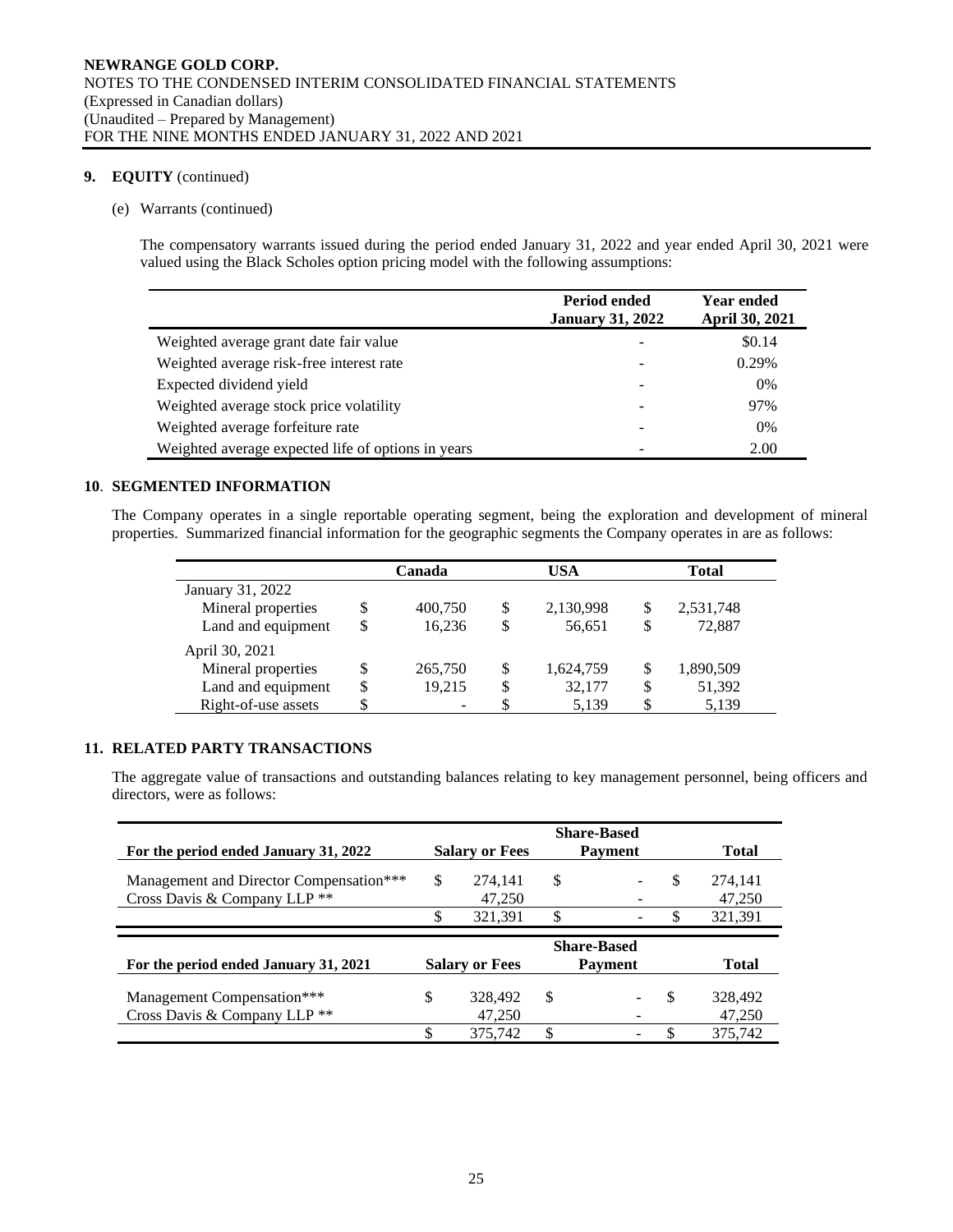### 9. EQUITY (continued)

(e) Warrants (continued)

The compensatory warrants issued during the period ended January 31, 2022 and year ended April 30, 2021 were valued using the Black Scholes option pricing model with the following assumptions:

| | Period ended January 31, 2022 | Year ended April 30, 2021 |
|---|---|---|
| Weighted average grant date fair value | - | $0.14 |
| Weighted average risk-free interest rate | - | 0.29% |
| Expected dividend yield | - | 0% |
| Weighted average stock price volatility | - | 97% |
| Weighted average forfeiture rate | - | 0% |
| Weighted average expected life of options in years | - | 2.00 |

### 10. SEGMENTED INFORMATION

The Company operates in a single reportable operating segment, being the exploration and development of mineral properties. Summarized financial information for the geographic segments the Company operates in are as follows:

| | Canada | USA | Total |
|---|---|---|---|
| January 31, 2022 | | | |
| Mineral properties | $ 400,750 | $ 2,130,998 | $ 2,531,748 |
| Land and equipment | $ 16,236 | $ 56,651 | $ 72,887 |
| April 30, 2021 | | | |
| Mineral properties | $ 265,750 | $ 1,624,759 | $ 1,890,509 |
| Land and equipment | $ 19,215 | $ 32,177 | $ 51,392 |
| Right-of-use assets | $ - | $ 5,139 | $ 5,139 |

### 11. RELATED PARTY TRANSACTIONS

The aggregate value of transactions and outstanding balances relating to key management personnel, being officers and directors, were as follows:

| For the period ended January 31, 2022 | Salary or Fees | Share-Based Payment | Total |
|---|---|---|---|
| Management and Director Compensation*** | $ 274,141 | $ - | $ 274,141 |
| Cross Davis & Company LLP ** | 47,250 | - | 47,250 |
| | $ 321,391 | $ - | $ 321,391 |

| For the period ended January 31, 2021 | Salary or Fees | Share-Based Payment | Total |
|---|---|---|---|
| Management Compensation*** | $ 328,492 | $ - | $ 328,492 |
| Cross Davis & Company LLP ** | 47,250 | - | 47,250 |
| | $ 375,742 | $ - | $ 375,742 |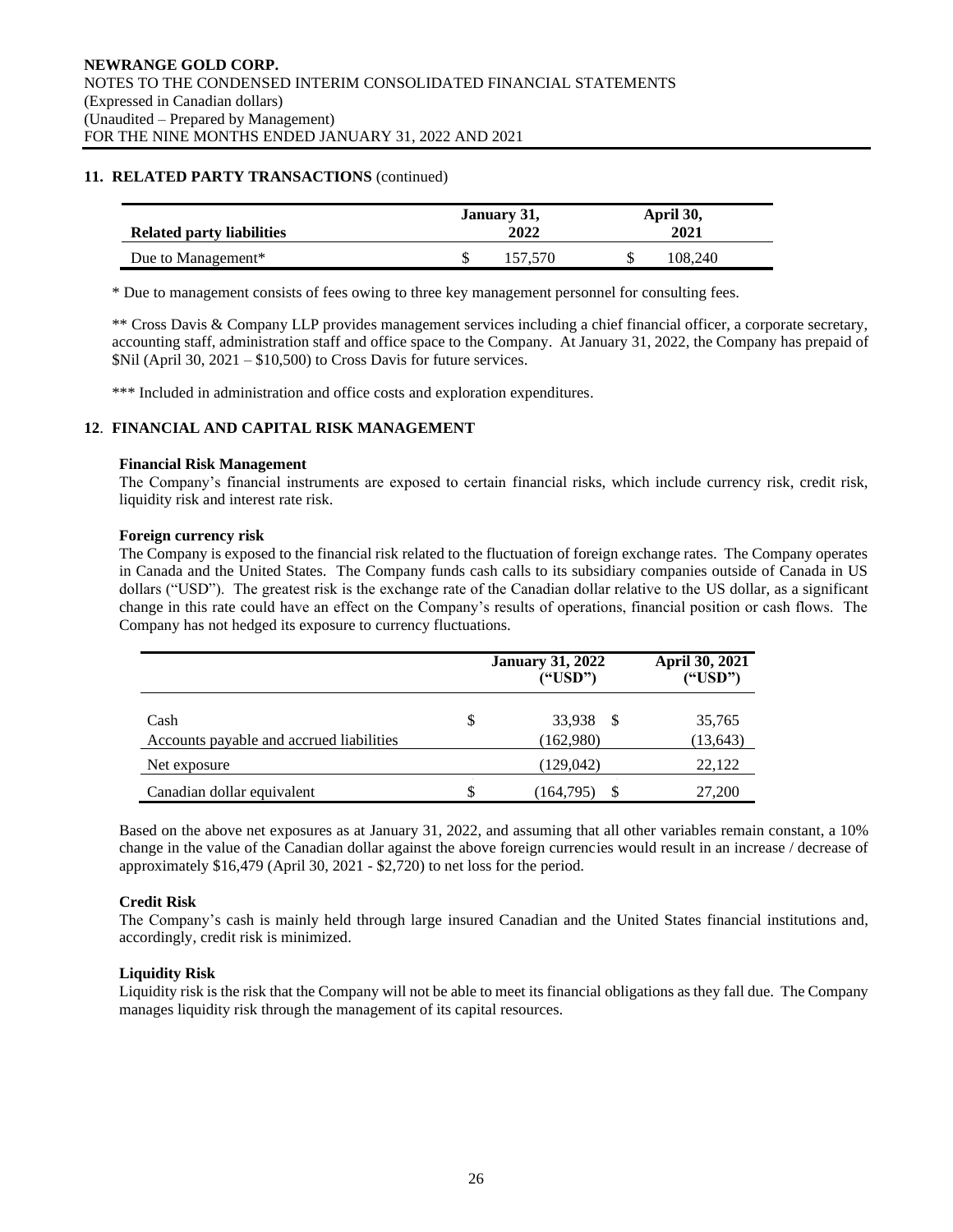## 11. RELATED PARTY TRANSACTIONS (continued)

| Related party liabilities | January 31, 2022 | April 30, 2021 |
|---|---|---|
| Due to Management* | $ 157,570 | $ 108,240 |

\* Due to management consists of fees owing to three key management personnel for consulting fees.

\*\* Cross Davis & Company LLP provides management services including a chief financial officer, a corporate secretary, accounting staff, administration staff and office space to the Company. At January 31, 2022, the Company has prepaid of $Nil (April 30, 2021 – $10,500) to Cross Davis for future services.

\*\*\* Included in administration and office costs and exploration expenditures.

## 12. FINANCIAL AND CAPITAL RISK MANAGEMENT

**Financial Risk Management**

The Company's financial instruments are exposed to certain financial risks, which include currency risk, credit risk, liquidity risk and interest rate risk.

**Foreign currency risk**

The Company is exposed to the financial risk related to the fluctuation of foreign exchange rates. The Company operates in Canada and the United States. The Company funds cash calls to its subsidiary companies outside of Canada in US dollars ("USD"). The greatest risk is the exchange rate of the Canadian dollar relative to the US dollar, as a significant change in this rate could have an effect on the Company's results of operations, financial position or cash flows. The Company has not hedged its exposure to currency fluctuations.

| | January 31, 2022 ("USD") | April 30, 2021 ("USD") |
|---|---|---|
| Cash | $ 33,938 | $ 35,765 |
| Accounts payable and accrued liabilities | (162,980) | (13,643) |
| Net exposure | (129,042) | 22,122 |
| Canadian dollar equivalent | $ (164,795) | $ 27,200 |

Based on the above net exposures as at January 31, 2022, and assuming that all other variables remain constant, a 10% change in the value of the Canadian dollar against the above foreign currencies would result in an increase / decrease of approximately $16,479 (April 30, 2021 - $2,720) to net loss for the period.

**Credit Risk**

The Company's cash is mainly held through large insured Canadian and the United States financial institutions and, accordingly, credit risk is minimized.

**Liquidity Risk**

Liquidity risk is the risk that the Company will not be able to meet its financial obligations as they fall due. The Company manages liquidity risk through the management of its capital resources.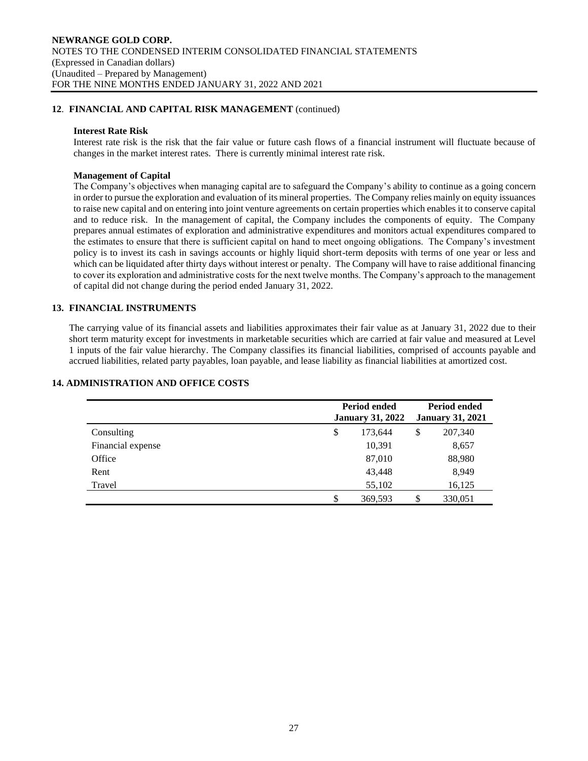## 12. FINANCIAL AND CAPITAL RISK MANAGEMENT (continued)

**Interest Rate Risk**

Interest rate risk is the risk that the fair value or future cash flows of a financial instrument will fluctuate because of changes in the market interest rates. There is currently minimal interest rate risk.

**Management of Capital**

The Company's objectives when managing capital are to safeguard the Company's ability to continue as a going concern in order to pursue the exploration and evaluation of its mineral properties. The Company relies mainly on equity issuances to raise new capital and on entering into joint venture agreements on certain properties which enables it to conserve capital and to reduce risk. In the management of capital, the Company includes the components of equity. The Company prepares annual estimates of exploration and administrative expenditures and monitors actual expenditures compared to the estimates to ensure that there is sufficient capital on hand to meet ongoing obligations. The Company's investment policy is to invest its cash in savings accounts or highly liquid short-term deposits with terms of one year or less and which can be liquidated after thirty days without interest or penalty. The Company will have to raise additional financing to cover its exploration and administrative costs for the next twelve months. The Company's approach to the management of capital did not change during the period ended January 31, 2022.

## 13. FINANCIAL INSTRUMENTS

The carrying value of its financial assets and liabilities approximates their fair value as at January 31, 2022 due to their short term maturity except for investments in marketable securities which are carried at fair value and measured at Level 1 inputs of the fair value hierarchy. The Company classifies its financial liabilities, comprised of accounts payable and accrued liabilities, related party payables, loan payable, and lease liability as financial liabilities at amortized cost.

## 14. ADMINISTRATION AND OFFICE COSTS

| | Period ended January 31, 2022 | Period ended January 31, 2021 |
|---|---|---|
| Consulting | $ 173,644 | $ 207,340 |
| Financial expense | 10,391 | 8,657 |
| Office | 87,010 | 88,980 |
| Rent | 43,448 | 8,949 |
| Travel | 55,102 | 16,125 |
| | $ 369,593 | $ 330,051 |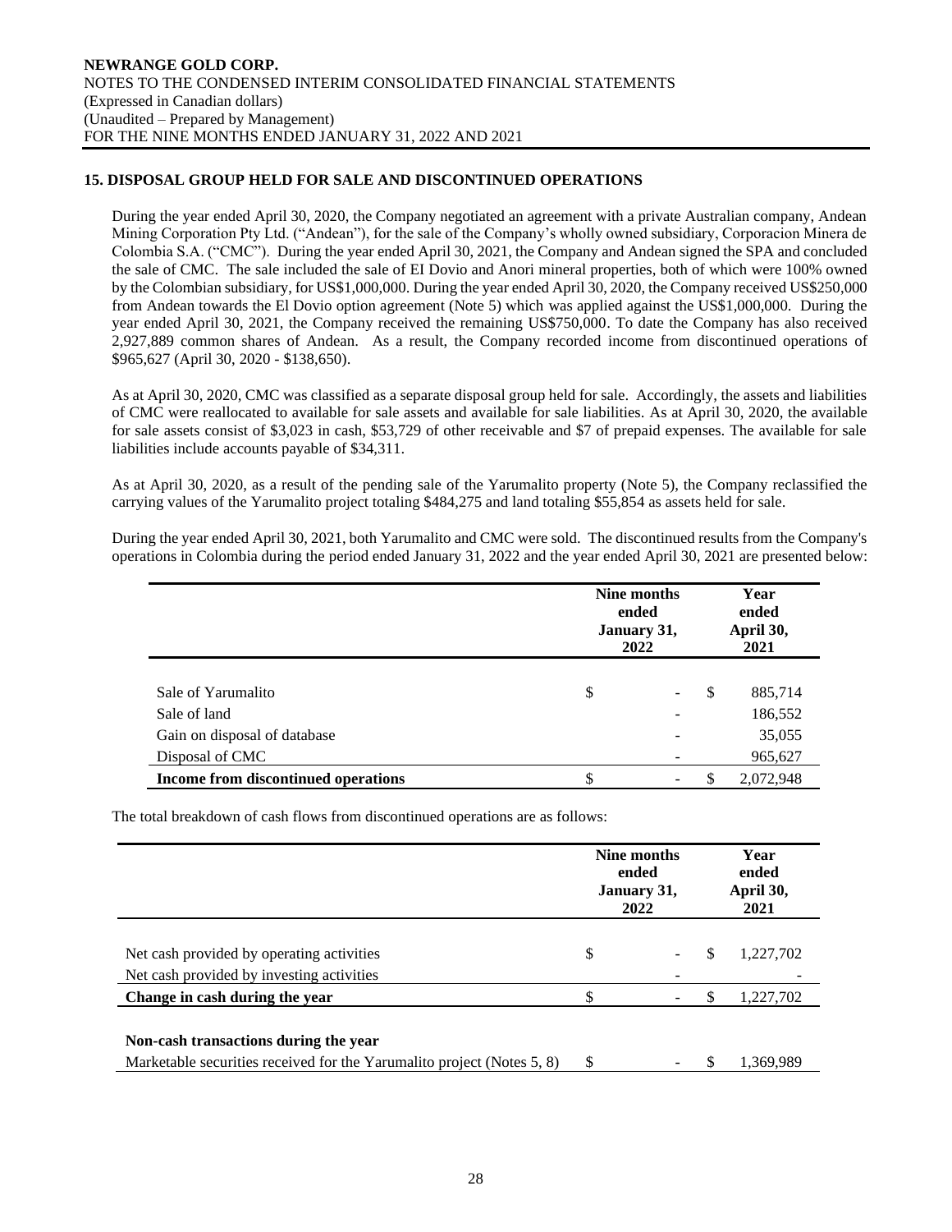## 15. DISPOSAL GROUP HELD FOR SALE AND DISCONTINUED OPERATIONS

During the year ended April 30, 2020, the Company negotiated an agreement with a private Australian company, Andean Mining Corporation Pty Ltd. ("Andean"), for the sale of the Company's wholly owned subsidiary, Corporacion Minera de Colombia S.A. ("CMC"). During the year ended April 30, 2021, the Company and Andean signed the SPA and concluded the sale of CMC. The sale included the sale of EI Dovio and Anori mineral properties, both of which were 100% owned by the Colombian subsidiary, for US$1,000,000. During the year ended April 30, 2020, the Company received US$250,000 from Andean towards the El Dovio option agreement (Note 5) which was applied against the US$1,000,000. During the year ended April 30, 2021, the Company received the remaining US$750,000. To date the Company has also received 2,927,889 common shares of Andean. As a result, the Company recorded income from discontinued operations of $965,627 (April 30, 2020 - $138,650).

As at April 30, 2020, CMC was classified as a separate disposal group held for sale. Accordingly, the assets and liabilities of CMC were reallocated to available for sale assets and available for sale liabilities. As at April 30, 2020, the available for sale assets consist of $3,023 in cash, $53,729 of other receivable and $7 of prepaid expenses. The available for sale liabilities include accounts payable of $34,311.

As at April 30, 2020, as a result of the pending sale of the Yarumalito property (Note 5), the Company reclassified the carrying values of the Yarumalito project totaling $484,275 and land totaling $55,854 as assets held for sale.

During the year ended April 30, 2021, both Yarumalito and CMC were sold. The discontinued results from the Company's operations in Colombia during the period ended January 31, 2022 and the year ended April 30, 2021 are presented below:

| | Nine months ended January 31, 2022 | Year ended April 30, 2021 |
|---|---|---|
| Sale of Yarumalito | $ - | $ 885,714 |
| Sale of land | - | 186,552 |
| Gain on disposal of database | - | 35,055 |
| Disposal of CMC | - | 965,627 |
| **Income from discontinued operations** | $ - | $ 2,072,948 |

The total breakdown of cash flows from discontinued operations are as follows:

| | Nine months ended January 31, 2022 | Year ended April 30, 2021 |
|---|---|---|
| Net cash provided by operating activities | $ - | $ 1,227,702 |
| Net cash provided by investing activities | - | - |
| **Change in cash during the year** | $ - | $ 1,227,702 |
| **Non-cash transactions during the year** | | |
| Marketable securities received for the Yarumalito project (Notes 5, 8) | $ - | $ 1,369,989 |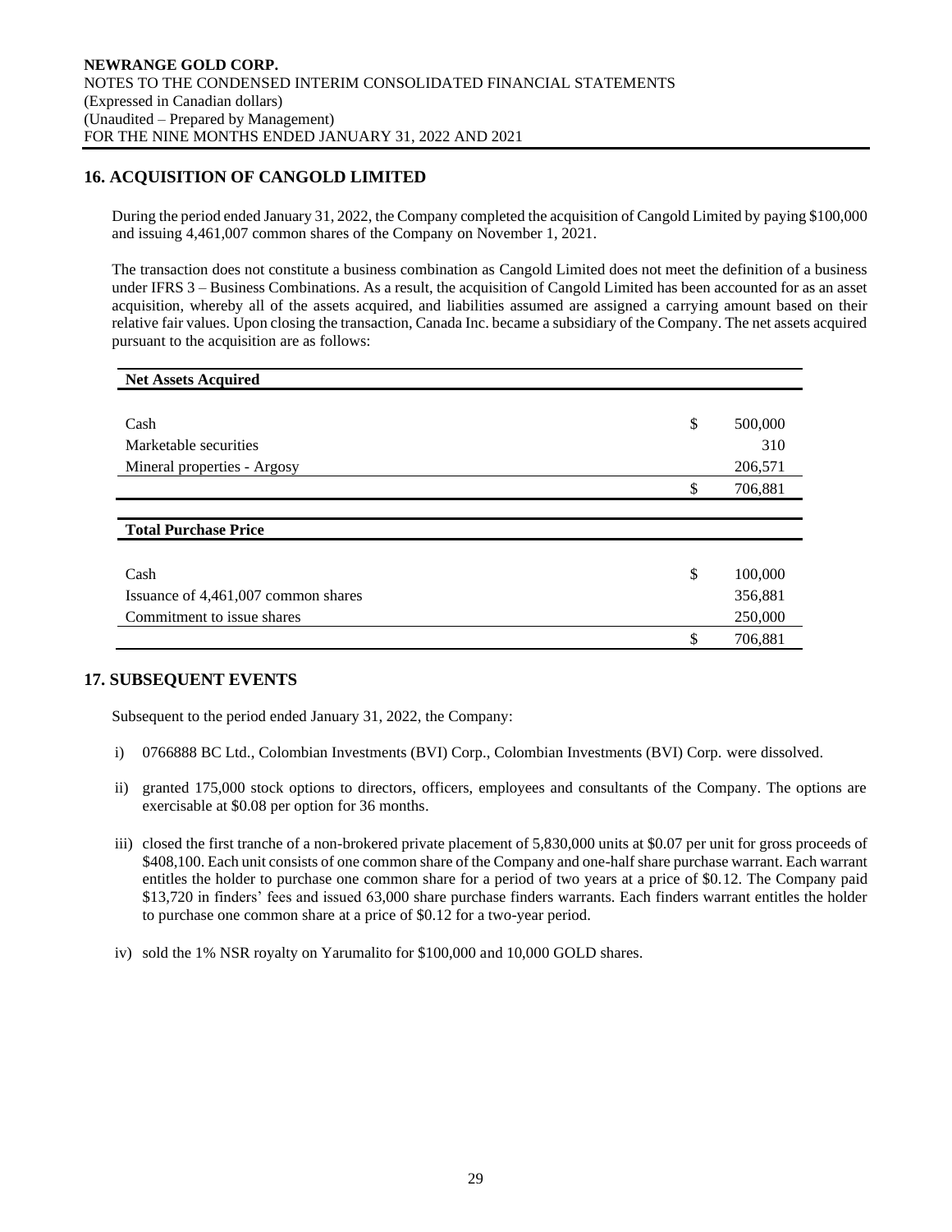## 16. ACQUISITION OF CANGOLD LIMITED

During the period ended January 31, 2022, the Company completed the acquisition of Cangold Limited by paying $100,000 and issuing 4,461,007 common shares of the Company on November 1, 2021.

The transaction does not constitute a business combination as Cangold Limited does not meet the definition of a business under IFRS 3 – Business Combinations. As a result, the acquisition of Cangold Limited has been accounted for as an asset acquisition, whereby all of the assets acquired, and liabilities assumed are assigned a carrying amount based on their relative fair values. Upon closing the transaction, Canada Inc. became a subsidiary of the Company. The net assets acquired pursuant to the acquisition are as follows:

| **Net Assets Acquired** | |
|---|---|
| Cash | $ 500,000 |
| Marketable securities | 310 |
| Mineral properties - Argosy | 206,571 |
| | $ 706,881 |

| **Total Purchase Price** | |
|---|---|
| Cash | $ 100,000 |
| Issuance of 4,461,007 common shares | 356,881 |
| Commitment to issue shares | 250,000 |
| | $ 706,881 |

## 17. SUBSEQUENT EVENTS

Subsequent to the period ended January 31, 2022, the Company:

i) 0766888 BC Ltd., Colombian Investments (BVI) Corp., Colombian Investments (BVI) Corp. were dissolved.

ii) granted 175,000 stock options to directors, officers, employees and consultants of the Company. The options are exercisable at $0.08 per option for 36 months.

iii) closed the first tranche of a non-brokered private placement of 5,830,000 units at $0.07 per unit for gross proceeds of $408,100. Each unit consists of one common share of the Company and one-half share purchase warrant. Each warrant entitles the holder to purchase one common share for a period of two years at a price of $0.12. The Company paid $13,720 in finders' fees and issued 63,000 share purchase finders warrants. Each finders warrant entitles the holder to purchase one common share at a price of $0.12 for a two-year period.

iv) sold the 1% NSR royalty on Yarumalito for $100,000 and 10,000 GOLD shares.